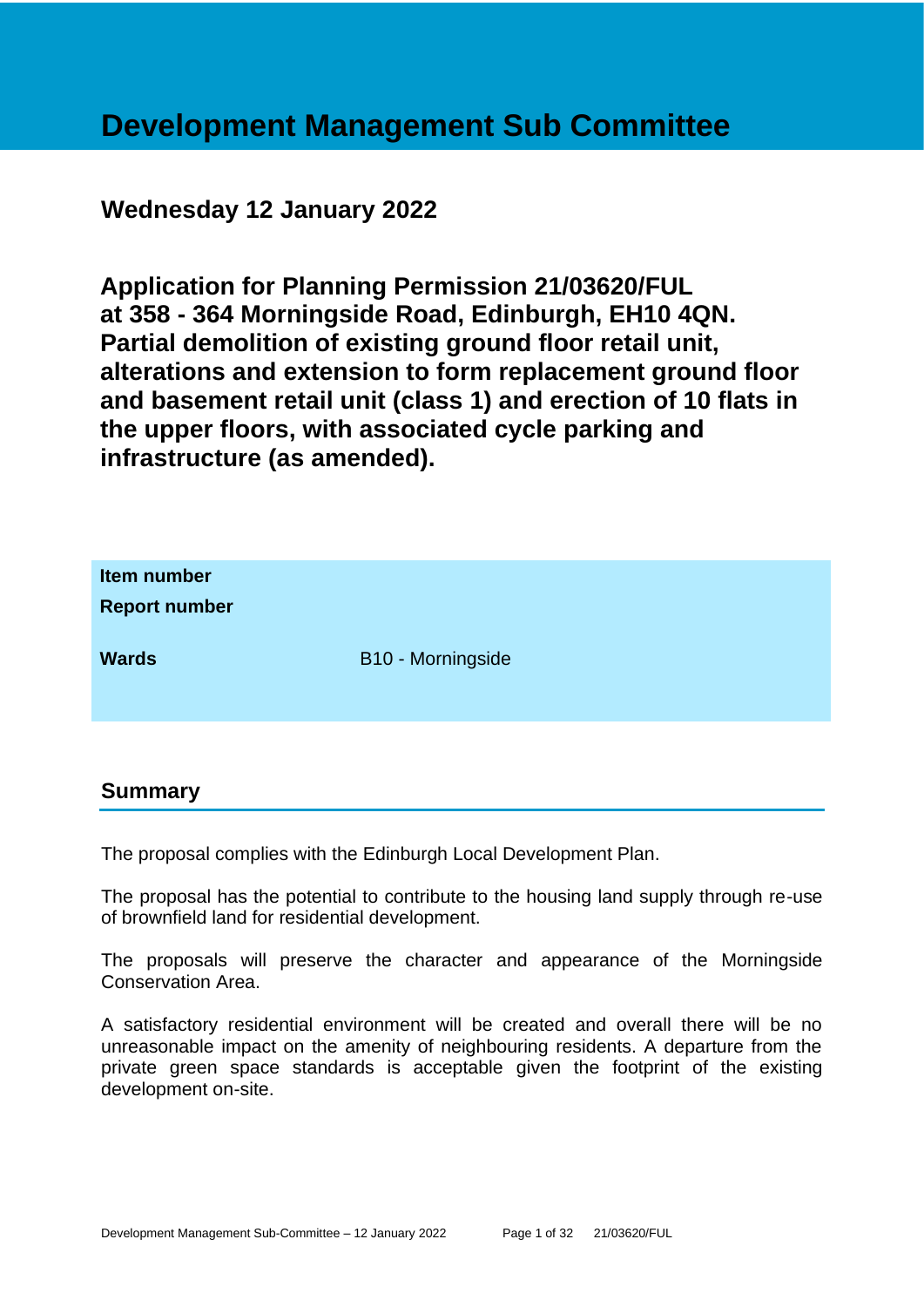# Development Management Sub Committee

## Wednesday 12 January 2022

## Application for Planning Permission 21/03620/FUL at 358 - 364 Morningside Road, Edinburgh, EH10 4QN. Partial demolition of existing ground floor retail unit, alterations and extension to form replacement ground floor and basement retail unit (class 1) and erection of 10 flats in the upper floors, with associated cycle parking and infrastructure (as amended).

| | |
|---|---|
| **Item number** | |
| **Report number** | |
| **Wards** | B10 - Morningside |

## Summary

The proposal complies with the Edinburgh Local Development Plan.

The proposal has the potential to contribute to the housing land supply through re-use of brownfield land for residential development.

The proposals will preserve the character and appearance of the Morningside Conservation Area.

A satisfactory residential environment will be created and overall there will be no unreasonable impact on the amenity of neighbouring residents. A departure from the private green space standards is acceptable given the footprint of the existing development on-site.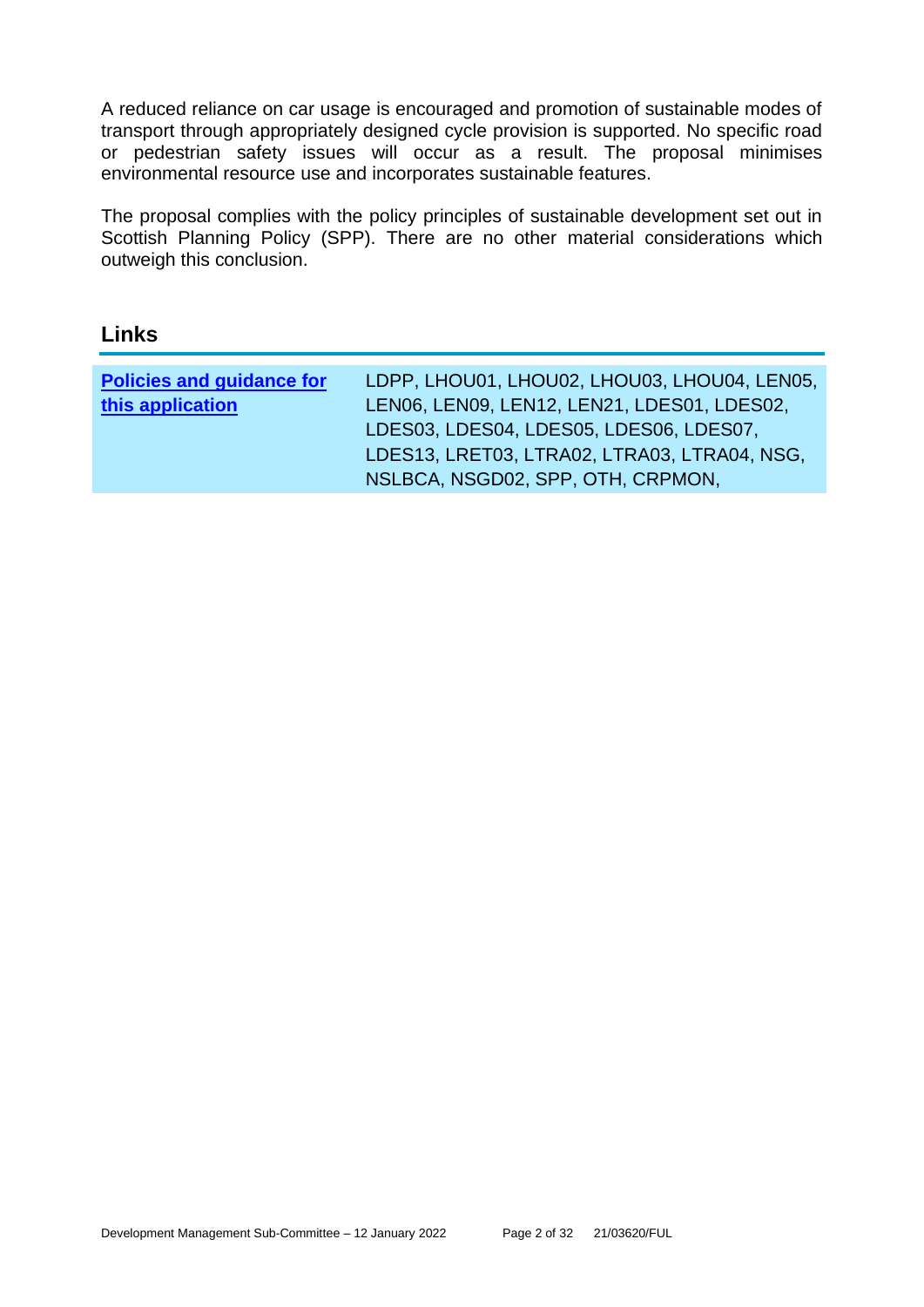A reduced reliance on car usage is encouraged and promotion of sustainable modes of transport through appropriately designed cycle provision is supported. No specific road or pedestrian safety issues will occur as a result. The proposal minimises environmental resource use and incorporates sustainable features.

The proposal complies with the policy principles of sustainable development set out in Scottish Planning Policy (SPP). There are no other material considerations which outweigh this conclusion.

## Links

| **Policies and guidance for this application** | LDPP, LHOU01, LHOU02, LHOU03, LHOU04, LEN05, LEN06, LEN09, LEN12, LEN21, LDES01, LDES02, LDES03, LDES04, LDES05, LDES06, LDES07, LDES13, LRET03, LTRA02, LTRA03, LTRA04, NSG, NSLBCA, NSGD02, SPP, OTH, CRPMON, |
|---|---|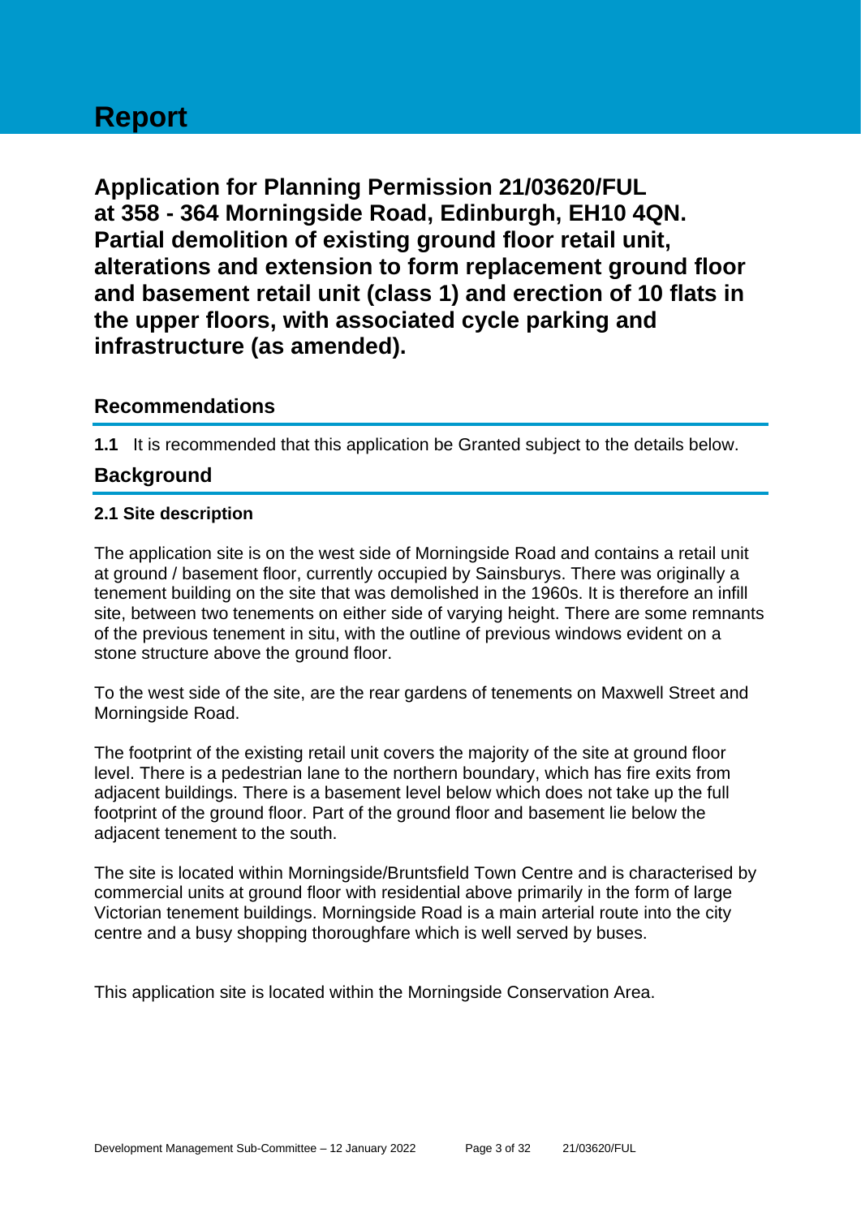# Report

## Application for Planning Permission 21/03620/FUL at 358 - 364 Morningside Road, Edinburgh, EH10 4QN. Partial demolition of existing ground floor retail unit, alterations and extension to form replacement ground floor and basement retail unit (class 1) and erection of 10 flats in the upper floors, with associated cycle parking and infrastructure (as amended).

## Recommendations

**1.1** It is recommended that this application be Granted subject to the details below.

## Background

### 2.1 Site description

The application site is on the west side of Morningside Road and contains a retail unit at ground / basement floor, currently occupied by Sainsburys. There was originally a tenement building on the site that was demolished in the 1960s. It is therefore an infill site, between two tenements on either side of varying height. There are some remnants of the previous tenement in situ, with the outline of previous windows evident on a stone structure above the ground floor.

To the west side of the site, are the rear gardens of tenements on Maxwell Street and Morningside Road.

The footprint of the existing retail unit covers the majority of the site at ground floor level. There is a pedestrian lane to the northern boundary, which has fire exits from adjacent buildings. There is a basement level below which does not take up the full footprint of the ground floor. Part of the ground floor and basement lie below the adjacent tenement to the south.

The site is located within Morningside/Bruntsfield Town Centre and is characterised by commercial units at ground floor with residential above primarily in the form of large Victorian tenement buildings. Morningside Road is a main arterial route into the city centre and a busy shopping thoroughfare which is well served by buses.

This application site is located within the Morningside Conservation Area.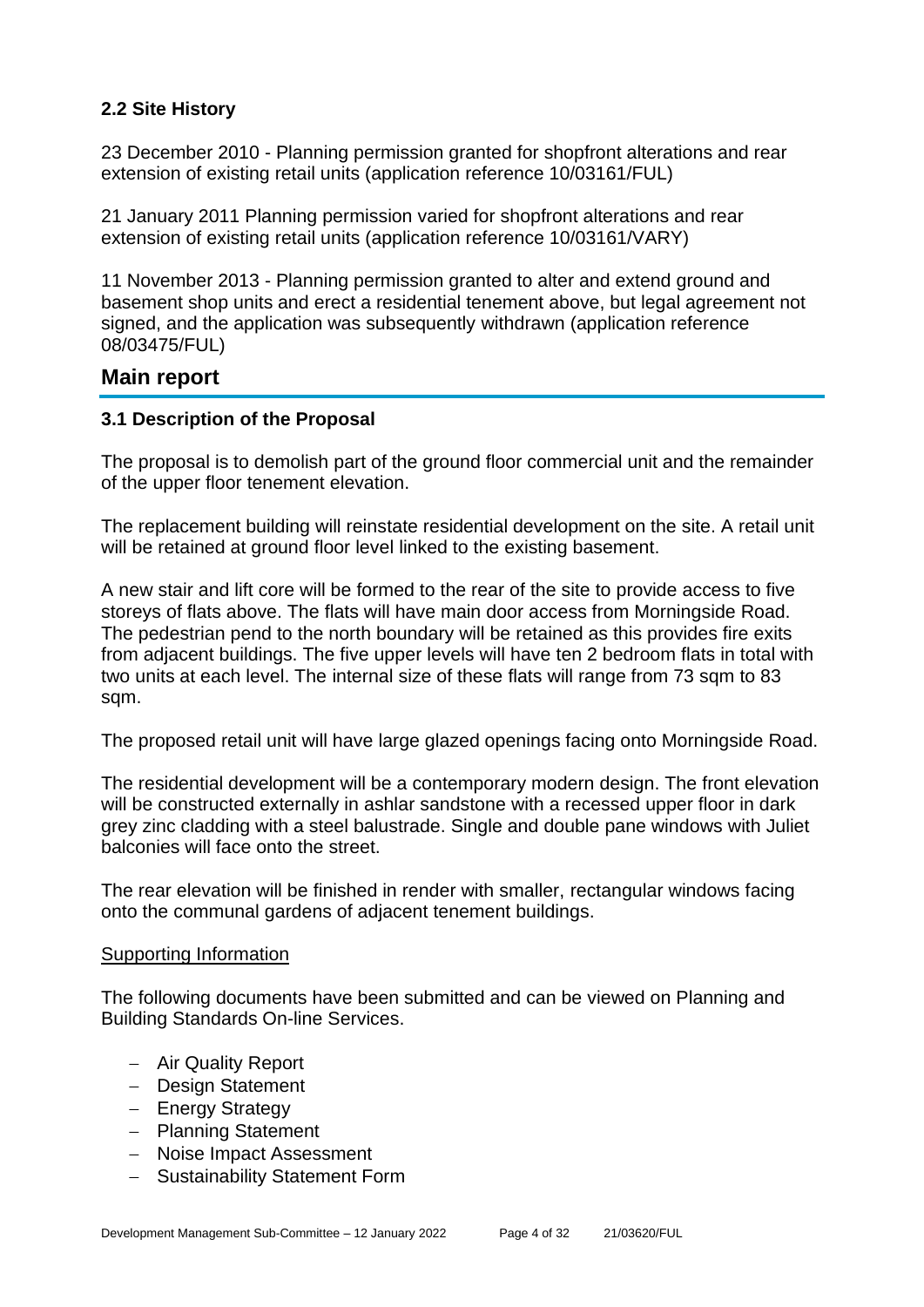### 2.2 Site History

23 December 2010 - Planning permission granted for shopfront alterations and rear extension of existing retail units (application reference 10/03161/FUL)

21 January 2011 Planning permission varied for shopfront alterations and rear extension of existing retail units (application reference 10/03161/VARY)

11 November 2013 - Planning permission granted to alter and extend ground and basement shop units and erect a residential tenement above, but legal agreement not signed, and the application was subsequently withdrawn (application reference 08/03475/FUL)

## Main report

### 3.1 Description of the Proposal

The proposal is to demolish part of the ground floor commercial unit and the remainder of the upper floor tenement elevation.

The replacement building will reinstate residential development on the site. A retail unit will be retained at ground floor level linked to the existing basement.

A new stair and lift core will be formed to the rear of the site to provide access to five storeys of flats above. The flats will have main door access from Morningside Road. The pedestrian pend to the north boundary will be retained as this provides fire exits from adjacent buildings. The five upper levels will have ten 2 bedroom flats in total with two units at each level. The internal size of these flats will range from 73 sqm to 83 sqm.

The proposed retail unit will have large glazed openings facing onto Morningside Road.

The residential development will be a contemporary modern design. The front elevation will be constructed externally in ashlar sandstone with a recessed upper floor in dark grey zinc cladding with a steel balustrade. Single and double pane windows with Juliet balconies will face onto the street.

The rear elevation will be finished in render with smaller, rectangular windows facing onto the communal gardens of adjacent tenement buildings.

Supporting Information

The following documents have been submitted and can be viewed on Planning and Building Standards On-line Services.

- Air Quality Report
- Design Statement
- Energy Strategy
- Planning Statement
- Noise Impact Assessment
- Sustainability Statement Form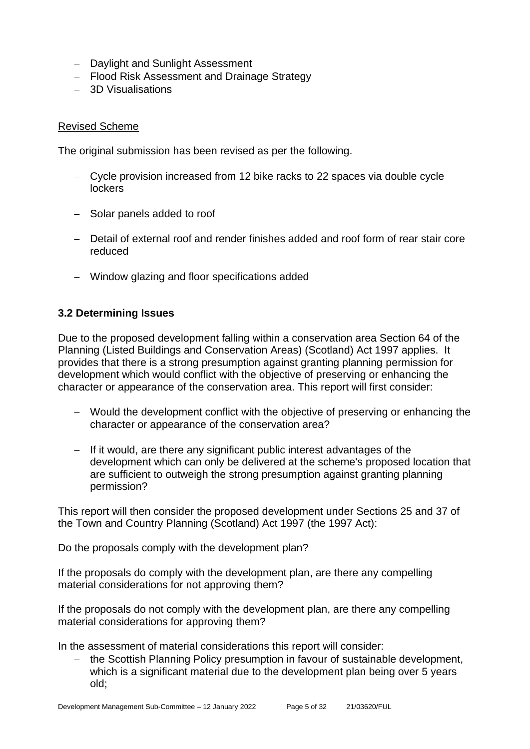- Daylight and Sunlight Assessment
- Flood Risk Assessment and Drainage Strategy
- 3D Visualisations

Revised Scheme

The original submission has been revised as per the following.

- Cycle provision increased from 12 bike racks to 22 spaces via double cycle lockers
- Solar panels added to roof
- Detail of external roof and render finishes added and roof form of rear stair core reduced
- Window glazing and floor specifications added

### 3.2 Determining Issues

Due to the proposed development falling within a conservation area Section 64 of the Planning (Listed Buildings and Conservation Areas) (Scotland) Act 1997 applies. It provides that there is a strong presumption against granting planning permission for development which would conflict with the objective of preserving or enhancing the character or appearance of the conservation area. This report will first consider:

- Would the development conflict with the objective of preserving or enhancing the character or appearance of the conservation area?
- If it would, are there any significant public interest advantages of the development which can only be delivered at the scheme's proposed location that are sufficient to outweigh the strong presumption against granting planning permission?

This report will then consider the proposed development under Sections 25 and 37 of the Town and Country Planning (Scotland) Act 1997 (the 1997 Act):

Do the proposals comply with the development plan?

If the proposals do comply with the development plan, are there any compelling material considerations for not approving them?

If the proposals do not comply with the development plan, are there any compelling material considerations for approving them?

In the assessment of material considerations this report will consider:

- the Scottish Planning Policy presumption in favour of sustainable development, which is a significant material due to the development plan being over 5 years old;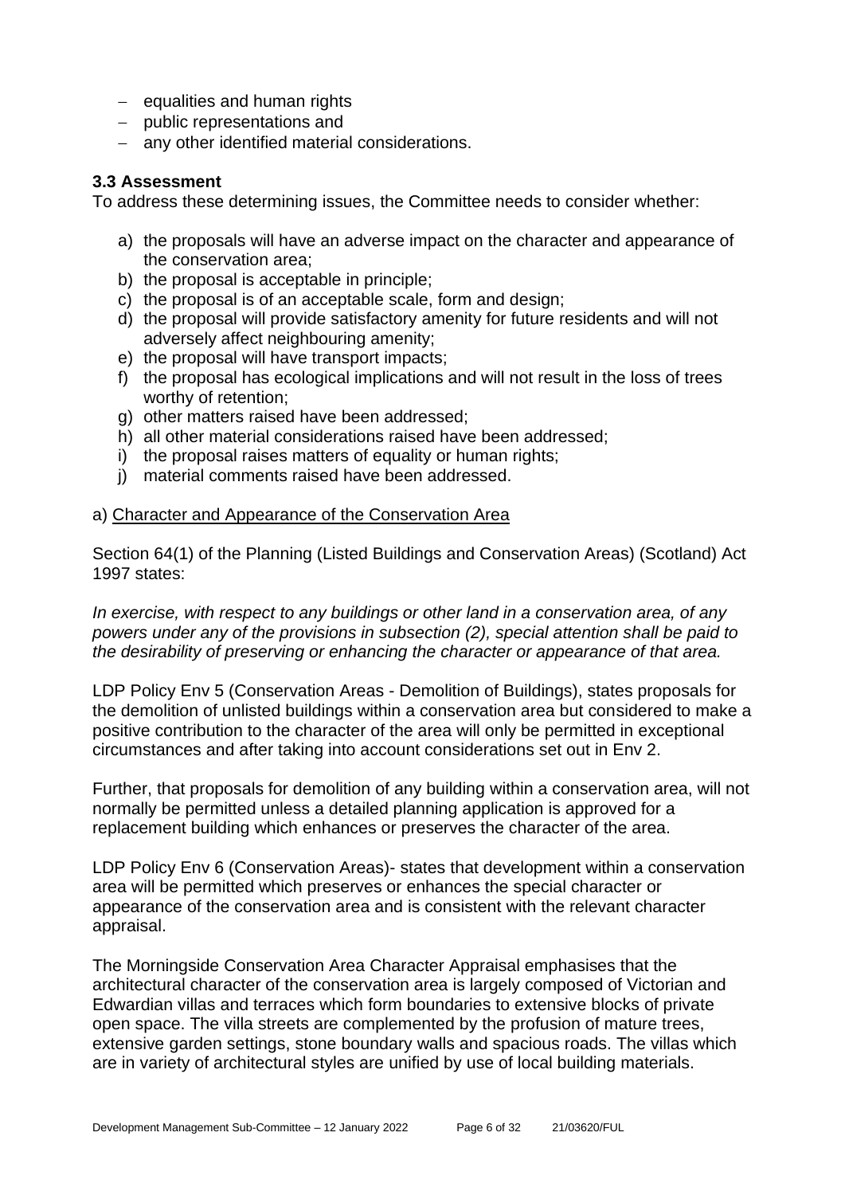- equalities and human rights
- public representations and
- any other identified material considerations.

### 3.3 Assessment

To address these determining issues, the Committee needs to consider whether:

a) the proposals will have an adverse impact on the character and appearance of the conservation area;
b) the proposal is acceptable in principle;
c) the proposal is of an acceptable scale, form and design;
d) the proposal will provide satisfactory amenity for future residents and will not adversely affect neighbouring amenity;
e) the proposal will have transport impacts;
f) the proposal has ecological implications and will not result in the loss of trees worthy of retention;
g) other matters raised have been addressed;
h) all other material considerations raised have been addressed;
i) the proposal raises matters of equality or human rights;
j) material comments raised have been addressed.

a) Character and Appearance of the Conservation Area

Section 64(1) of the Planning (Listed Buildings and Conservation Areas) (Scotland) Act 1997 states:

*In exercise, with respect to any buildings or other land in a conservation area, of any powers under any of the provisions in subsection (2), special attention shall be paid to the desirability of preserving or enhancing the character or appearance of that area.*

LDP Policy Env 5 (Conservation Areas - Demolition of Buildings), states proposals for the demolition of unlisted buildings within a conservation area but considered to make a positive contribution to the character of the area will only be permitted in exceptional circumstances and after taking into account considerations set out in Env 2.

Further, that proposals for demolition of any building within a conservation area, will not normally be permitted unless a detailed planning application is approved for a replacement building which enhances or preserves the character of the area.

LDP Policy Env 6 (Conservation Areas)- states that development within a conservation area will be permitted which preserves or enhances the special character or appearance of the conservation area and is consistent with the relevant character appraisal.

The Morningside Conservation Area Character Appraisal emphasises that the architectural character of the conservation area is largely composed of Victorian and Edwardian villas and terraces which form boundaries to extensive blocks of private open space. The villa streets are complemented by the profusion of mature trees, extensive garden settings, stone boundary walls and spacious roads. The villas which are in variety of architectural styles are unified by use of local building materials.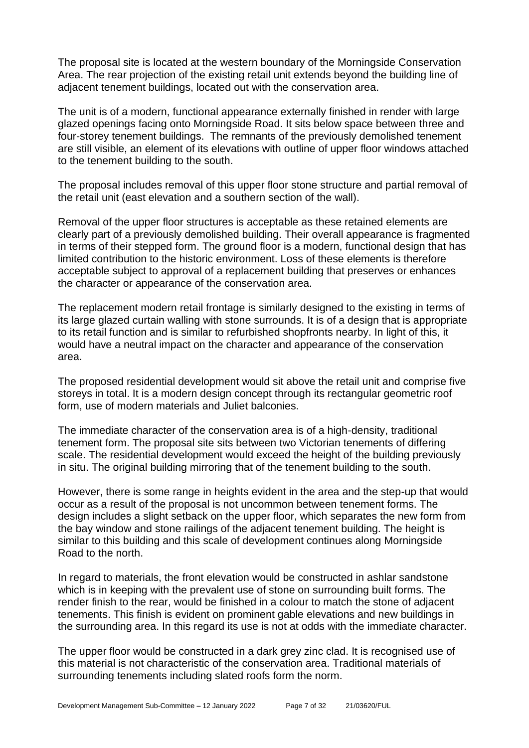The proposal site is located at the western boundary of the Morningside Conservation Area. The rear projection of the existing retail unit extends beyond the building line of adjacent tenement buildings, located out with the conservation area.

The unit is of a modern, functional appearance externally finished in render with large glazed openings facing onto Morningside Road. It sits below space between three and four-storey tenement buildings. The remnants of the previously demolished tenement are still visible, an element of its elevations with outline of upper floor windows attached to the tenement building to the south.

The proposal includes removal of this upper floor stone structure and partial removal of the retail unit (east elevation and a southern section of the wall).

Removal of the upper floor structures is acceptable as these retained elements are clearly part of a previously demolished building. Their overall appearance is fragmented in terms of their stepped form. The ground floor is a modern, functional design that has limited contribution to the historic environment. Loss of these elements is therefore acceptable subject to approval of a replacement building that preserves or enhances the character or appearance of the conservation area.

The replacement modern retail frontage is similarly designed to the existing in terms of its large glazed curtain walling with stone surrounds. It is of a design that is appropriate to its retail function and is similar to refurbished shopfronts nearby. In light of this, it would have a neutral impact on the character and appearance of the conservation area.

The proposed residential development would sit above the retail unit and comprise five storeys in total. It is a modern design concept through its rectangular geometric roof form, use of modern materials and Juliet balconies.

The immediate character of the conservation area is of a high-density, traditional tenement form. The proposal site sits between two Victorian tenements of differing scale. The residential development would exceed the height of the building previously in situ. The original building mirroring that of the tenement building to the south.

However, there is some range in heights evident in the area and the step-up that would occur as a result of the proposal is not uncommon between tenement forms. The design includes a slight setback on the upper floor, which separates the new form from the bay window and stone railings of the adjacent tenement building. The height is similar to this building and this scale of development continues along Morningside Road to the north.

In regard to materials, the front elevation would be constructed in ashlar sandstone which is in keeping with the prevalent use of stone on surrounding built forms. The render finish to the rear, would be finished in a colour to match the stone of adjacent tenements. This finish is evident on prominent gable elevations and new buildings in the surrounding area. In this regard its use is not at odds with the immediate character.

The upper floor would be constructed in a dark grey zinc clad. It is recognised use of this material is not characteristic of the conservation area. Traditional materials of surrounding tenements including slated roofs form the norm.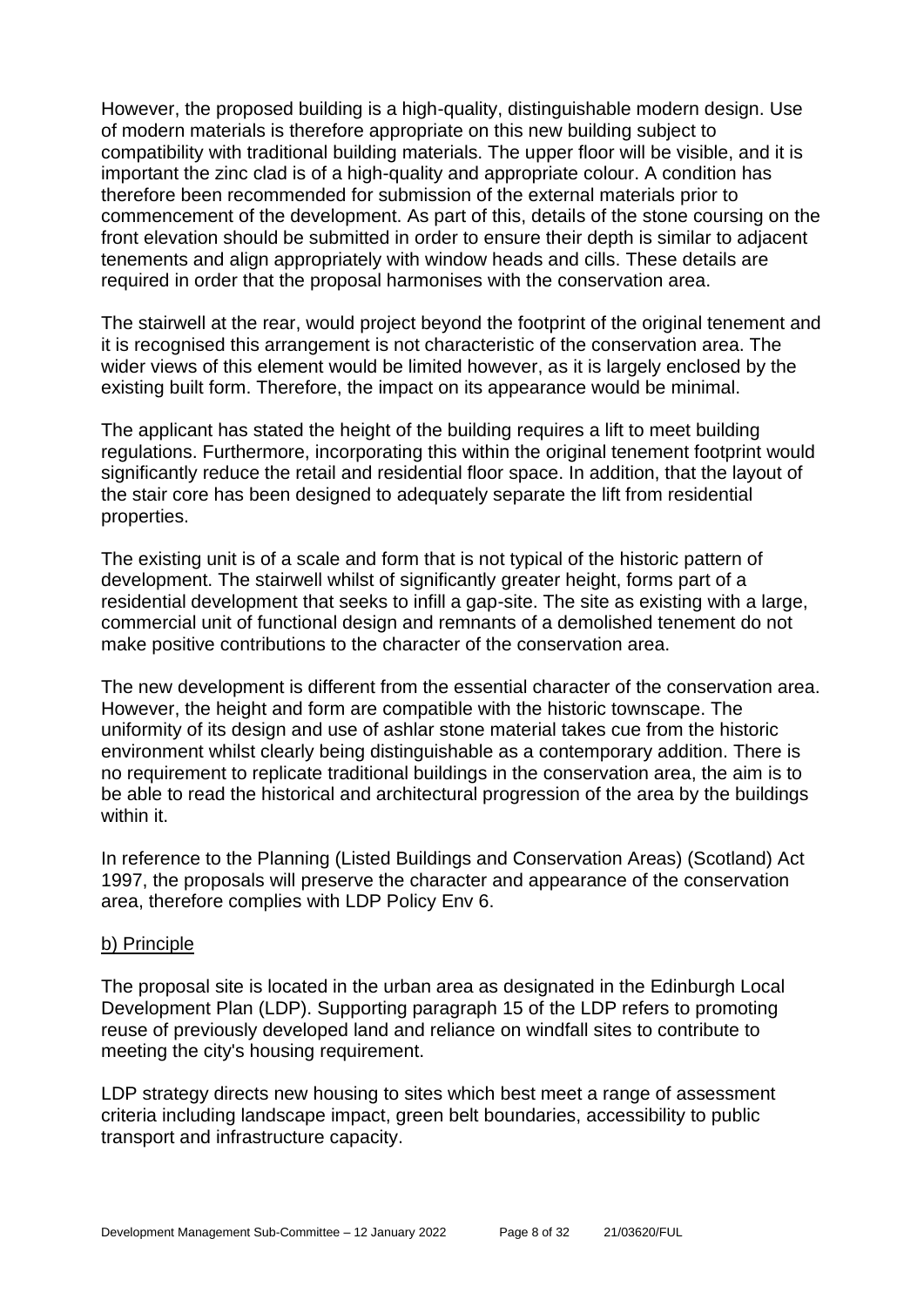However, the proposed building is a high-quality, distinguishable modern design. Use of modern materials is therefore appropriate on this new building subject to compatibility with traditional building materials. The upper floor will be visible, and it is important the zinc clad is of a high-quality and appropriate colour. A condition has therefore been recommended for submission of the external materials prior to commencement of the development. As part of this, details of the stone coursing on the front elevation should be submitted in order to ensure their depth is similar to adjacent tenements and align appropriately with window heads and cills. These details are required in order that the proposal harmonises with the conservation area.

The stairwell at the rear, would project beyond the footprint of the original tenement and it is recognised this arrangement is not characteristic of the conservation area. The wider views of this element would be limited however, as it is largely enclosed by the existing built form. Therefore, the impact on its appearance would be minimal.

The applicant has stated the height of the building requires a lift to meet building regulations. Furthermore, incorporating this within the original tenement footprint would significantly reduce the retail and residential floor space. In addition, that the layout of the stair core has been designed to adequately separate the lift from residential properties.

The existing unit is of a scale and form that is not typical of the historic pattern of development. The stairwell whilst of significantly greater height, forms part of a residential development that seeks to infill a gap-site. The site as existing with a large, commercial unit of functional design and remnants of a demolished tenement do not make positive contributions to the character of the conservation area.

The new development is different from the essential character of the conservation area. However, the height and form are compatible with the historic townscape. The uniformity of its design and use of ashlar stone material takes cue from the historic environment whilst clearly being distinguishable as a contemporary addition. There is no requirement to replicate traditional buildings in the conservation area, the aim is to be able to read the historical and architectural progression of the area by the buildings within it.

In reference to the Planning (Listed Buildings and Conservation Areas) (Scotland) Act 1997, the proposals will preserve the character and appearance of the conservation area, therefore complies with LDP Policy Env 6.

b) Principle

The proposal site is located in the urban area as designated in the Edinburgh Local Development Plan (LDP). Supporting paragraph 15 of the LDP refers to promoting reuse of previously developed land and reliance on windfall sites to contribute to meeting the city's housing requirement.

LDP strategy directs new housing to sites which best meet a range of assessment criteria including landscape impact, green belt boundaries, accessibility to public transport and infrastructure capacity.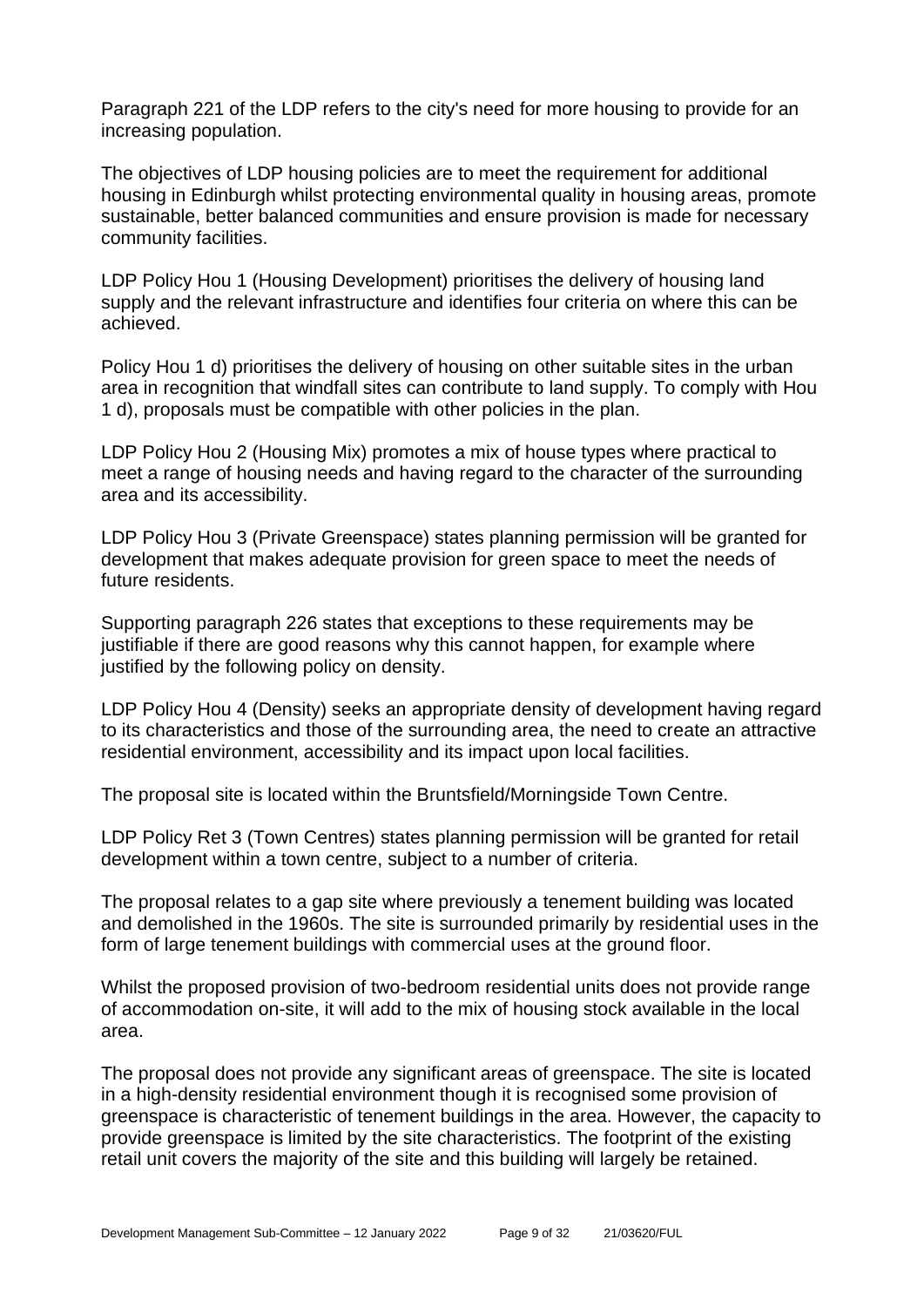Paragraph 221 of the LDP refers to the city's need for more housing to provide for an increasing population.

The objectives of LDP housing policies are to meet the requirement for additional housing in Edinburgh whilst protecting environmental quality in housing areas, promote sustainable, better balanced communities and ensure provision is made for necessary community facilities.

LDP Policy Hou 1 (Housing Development) prioritises the delivery of housing land supply and the relevant infrastructure and identifies four criteria on where this can be achieved.

Policy Hou 1 d) prioritises the delivery of housing on other suitable sites in the urban area in recognition that windfall sites can contribute to land supply. To comply with Hou 1 d), proposals must be compatible with other policies in the plan.

LDP Policy Hou 2 (Housing Mix) promotes a mix of house types where practical to meet a range of housing needs and having regard to the character of the surrounding area and its accessibility.

LDP Policy Hou 3 (Private Greenspace) states planning permission will be granted for development that makes adequate provision for green space to meet the needs of future residents.

Supporting paragraph 226 states that exceptions to these requirements may be justifiable if there are good reasons why this cannot happen, for example where justified by the following policy on density.

LDP Policy Hou 4 (Density) seeks an appropriate density of development having regard to its characteristics and those of the surrounding area, the need to create an attractive residential environment, accessibility and its impact upon local facilities.

The proposal site is located within the Bruntsfield/Morningside Town Centre.

LDP Policy Ret 3 (Town Centres) states planning permission will be granted for retail development within a town centre, subject to a number of criteria.

The proposal relates to a gap site where previously a tenement building was located and demolished in the 1960s. The site is surrounded primarily by residential uses in the form of large tenement buildings with commercial uses at the ground floor.

Whilst the proposed provision of two-bedroom residential units does not provide range of accommodation on-site, it will add to the mix of housing stock available in the local area.

The proposal does not provide any significant areas of greenspace. The site is located in a high-density residential environment though it is recognised some provision of greenspace is characteristic of tenement buildings in the area. However, the capacity to provide greenspace is limited by the site characteristics. The footprint of the existing retail unit covers the majority of the site and this building will largely be retained.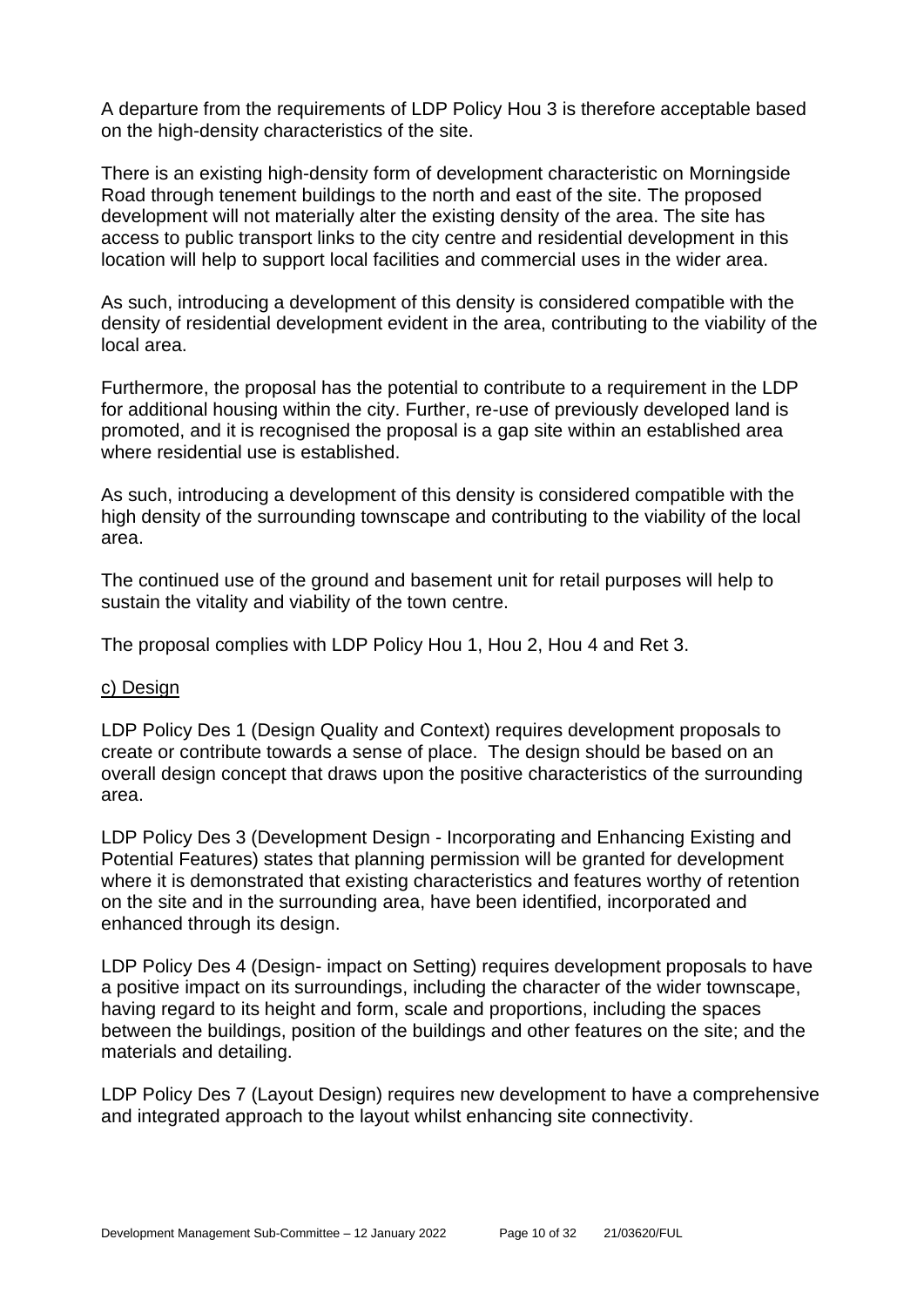A departure from the requirements of LDP Policy Hou 3 is therefore acceptable based on the high-density characteristics of the site.

There is an existing high-density form of development characteristic on Morningside Road through tenement buildings to the north and east of the site. The proposed development will not materially alter the existing density of the area. The site has access to public transport links to the city centre and residential development in this location will help to support local facilities and commercial uses in the wider area.

As such, introducing a development of this density is considered compatible with the density of residential development evident in the area, contributing to the viability of the local area.

Furthermore, the proposal has the potential to contribute to a requirement in the LDP for additional housing within the city. Further, re-use of previously developed land is promoted, and it is recognised the proposal is a gap site within an established area where residential use is established.

As such, introducing a development of this density is considered compatible with the high density of the surrounding townscape and contributing to the viability of the local area.

The continued use of the ground and basement unit for retail purposes will help to sustain the vitality and viability of the town centre.

The proposal complies with LDP Policy Hou 1, Hou 2, Hou 4 and Ret 3.

<u>c) Design</u>

LDP Policy Des 1 (Design Quality and Context) requires development proposals to create or contribute towards a sense of place. The design should be based on an overall design concept that draws upon the positive characteristics of the surrounding area.

LDP Policy Des 3 (Development Design - Incorporating and Enhancing Existing and Potential Features) states that planning permission will be granted for development where it is demonstrated that existing characteristics and features worthy of retention on the site and in the surrounding area, have been identified, incorporated and enhanced through its design.

LDP Policy Des 4 (Design- impact on Setting) requires development proposals to have a positive impact on its surroundings, including the character of the wider townscape, having regard to its height and form, scale and proportions, including the spaces between the buildings, position of the buildings and other features on the site; and the materials and detailing.

LDP Policy Des 7 (Layout Design) requires new development to have a comprehensive and integrated approach to the layout whilst enhancing site connectivity.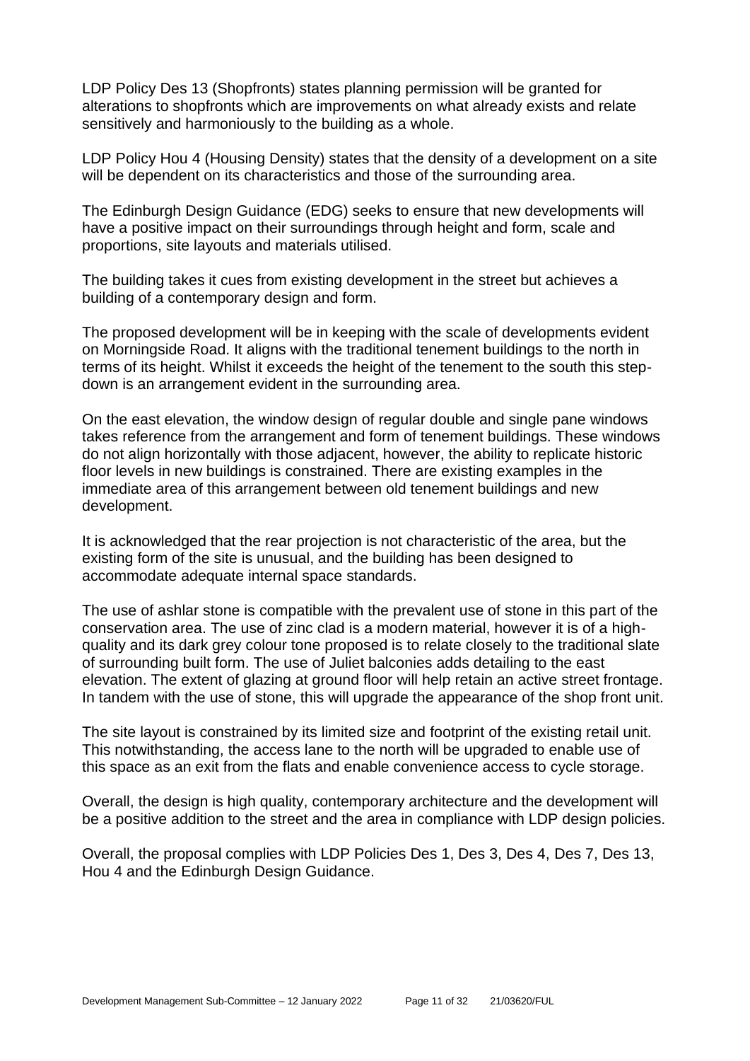LDP Policy Des 13 (Shopfronts) states planning permission will be granted for alterations to shopfronts which are improvements on what already exists and relate sensitively and harmoniously to the building as a whole.

LDP Policy Hou 4 (Housing Density) states that the density of a development on a site will be dependent on its characteristics and those of the surrounding area.

The Edinburgh Design Guidance (EDG) seeks to ensure that new developments will have a positive impact on their surroundings through height and form, scale and proportions, site layouts and materials utilised.

The building takes it cues from existing development in the street but achieves a building of a contemporary design and form.

The proposed development will be in keeping with the scale of developments evident on Morningside Road. It aligns with the traditional tenement buildings to the north in terms of its height. Whilst it exceeds the height of the tenement to the south this step-down is an arrangement evident in the surrounding area.

On the east elevation, the window design of regular double and single pane windows takes reference from the arrangement and form of tenement buildings. These windows do not align horizontally with those adjacent, however, the ability to replicate historic floor levels in new buildings is constrained. There are existing examples in the immediate area of this arrangement between old tenement buildings and new development.

It is acknowledged that the rear projection is not characteristic of the area, but the existing form of the site is unusual, and the building has been designed to accommodate adequate internal space standards.

The use of ashlar stone is compatible with the prevalent use of stone in this part of the conservation area. The use of zinc clad is a modern material, however it is of a high-quality and its dark grey colour tone proposed is to relate closely to the traditional slate of surrounding built form. The use of Juliet balconies adds detailing to the east elevation. The extent of glazing at ground floor will help retain an active street frontage. In tandem with the use of stone, this will upgrade the appearance of the shop front unit.

The site layout is constrained by its limited size and footprint of the existing retail unit. This notwithstanding, the access lane to the north will be upgraded to enable use of this space as an exit from the flats and enable convenience access to cycle storage.

Overall, the design is high quality, contemporary architecture and the development will be a positive addition to the street and the area in compliance with LDP design policies.

Overall, the proposal complies with LDP Policies Des 1, Des 3, Des 4, Des 7, Des 13, Hou 4 and the Edinburgh Design Guidance.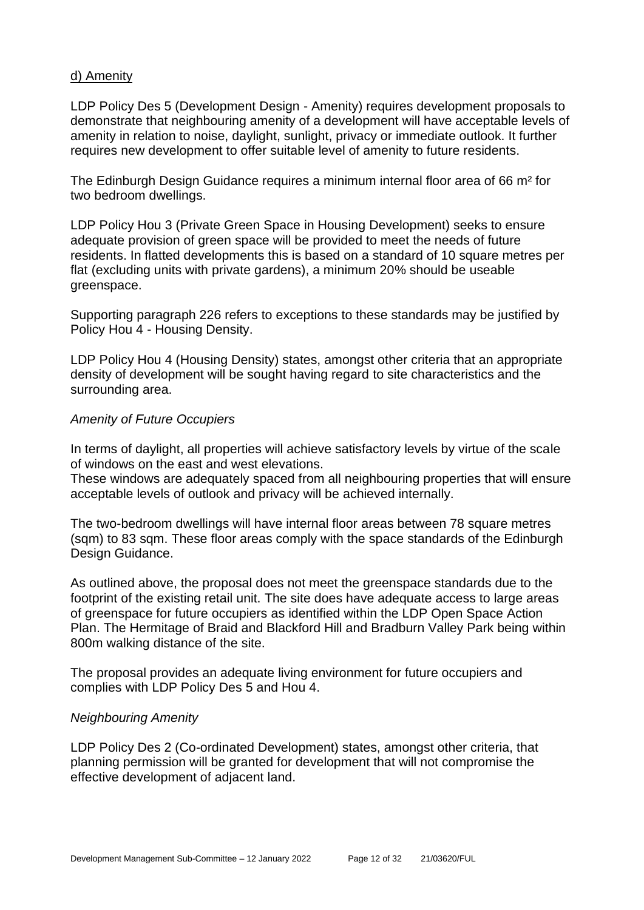d) Amenity

LDP Policy Des 5 (Development Design - Amenity) requires development proposals to demonstrate that neighbouring amenity of a development will have acceptable levels of amenity in relation to noise, daylight, sunlight, privacy or immediate outlook. It further requires new development to offer suitable level of amenity to future residents.

The Edinburgh Design Guidance requires a minimum internal floor area of 66 m² for two bedroom dwellings.

LDP Policy Hou 3 (Private Green Space in Housing Development) seeks to ensure adequate provision of green space will be provided to meet the needs of future residents. In flatted developments this is based on a standard of 10 square metres per flat (excluding units with private gardens), a minimum 20% should be useable greenspace.

Supporting paragraph 226 refers to exceptions to these standards may be justified by Policy Hou 4 - Housing Density.

LDP Policy Hou 4 (Housing Density) states, amongst other criteria that an appropriate density of development will be sought having regard to site characteristics and the surrounding area.

*Amenity of Future Occupiers*

In terms of daylight, all properties will achieve satisfactory levels by virtue of the scale of windows on the east and west elevations.
These windows are adequately spaced from all neighbouring properties that will ensure acceptable levels of outlook and privacy will be achieved internally.

The two-bedroom dwellings will have internal floor areas between 78 square metres (sqm) to 83 sqm. These floor areas comply with the space standards of the Edinburgh Design Guidance.

As outlined above, the proposal does not meet the greenspace standards due to the footprint of the existing retail unit. The site does have adequate access to large areas of greenspace for future occupiers as identified within the LDP Open Space Action Plan. The Hermitage of Braid and Blackford Hill and Bradburn Valley Park being within 800m walking distance of the site.

The proposal provides an adequate living environment for future occupiers and complies with LDP Policy Des 5 and Hou 4.

*Neighbouring Amenity*

LDP Policy Des 2 (Co-ordinated Development) states, amongst other criteria, that planning permission will be granted for development that will not compromise the effective development of adjacent land.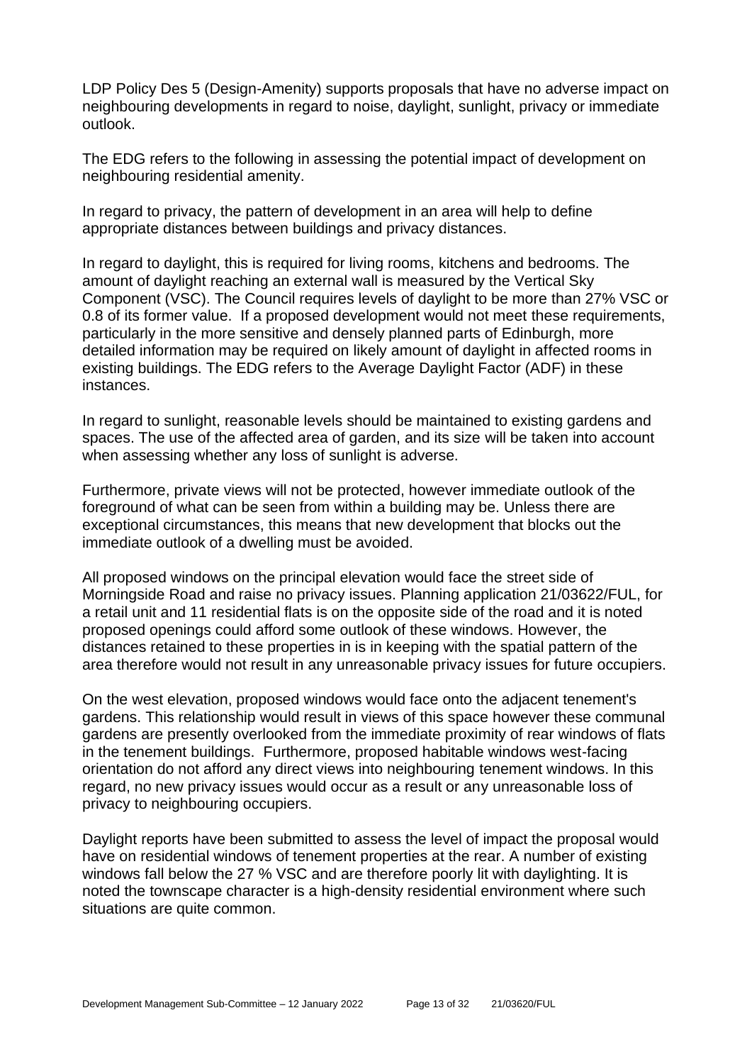LDP Policy Des 5 (Design-Amenity) supports proposals that have no adverse impact on neighbouring developments in regard to noise, daylight, sunlight, privacy or immediate outlook.

The EDG refers to the following in assessing the potential impact of development on neighbouring residential amenity.

In regard to privacy, the pattern of development in an area will help to define appropriate distances between buildings and privacy distances.

In regard to daylight, this is required for living rooms, kitchens and bedrooms. The amount of daylight reaching an external wall is measured by the Vertical Sky Component (VSC). The Council requires levels of daylight to be more than 27% VSC or 0.8 of its former value. If a proposed development would not meet these requirements, particularly in the more sensitive and densely planned parts of Edinburgh, more detailed information may be required on likely amount of daylight in affected rooms in existing buildings. The EDG refers to the Average Daylight Factor (ADF) in these instances.

In regard to sunlight, reasonable levels should be maintained to existing gardens and spaces. The use of the affected area of garden, and its size will be taken into account when assessing whether any loss of sunlight is adverse.

Furthermore, private views will not be protected, however immediate outlook of the foreground of what can be seen from within a building may be. Unless there are exceptional circumstances, this means that new development that blocks out the immediate outlook of a dwelling must be avoided.

All proposed windows on the principal elevation would face the street side of Morningside Road and raise no privacy issues. Planning application 21/03622/FUL, for a retail unit and 11 residential flats is on the opposite side of the road and it is noted proposed openings could afford some outlook of these windows. However, the distances retained to these properties in is in keeping with the spatial pattern of the area therefore would not result in any unreasonable privacy issues for future occupiers.

On the west elevation, proposed windows would face onto the adjacent tenement's gardens. This relationship would result in views of this space however these communal gardens are presently overlooked from the immediate proximity of rear windows of flats in the tenement buildings. Furthermore, proposed habitable windows west-facing orientation do not afford any direct views into neighbouring tenement windows. In this regard, no new privacy issues would occur as a result or any unreasonable loss of privacy to neighbouring occupiers.

Daylight reports have been submitted to assess the level of impact the proposal would have on residential windows of tenement properties at the rear. A number of existing windows fall below the 27 % VSC and are therefore poorly lit with daylighting. It is noted the townscape character is a high-density residential environment where such situations are quite common.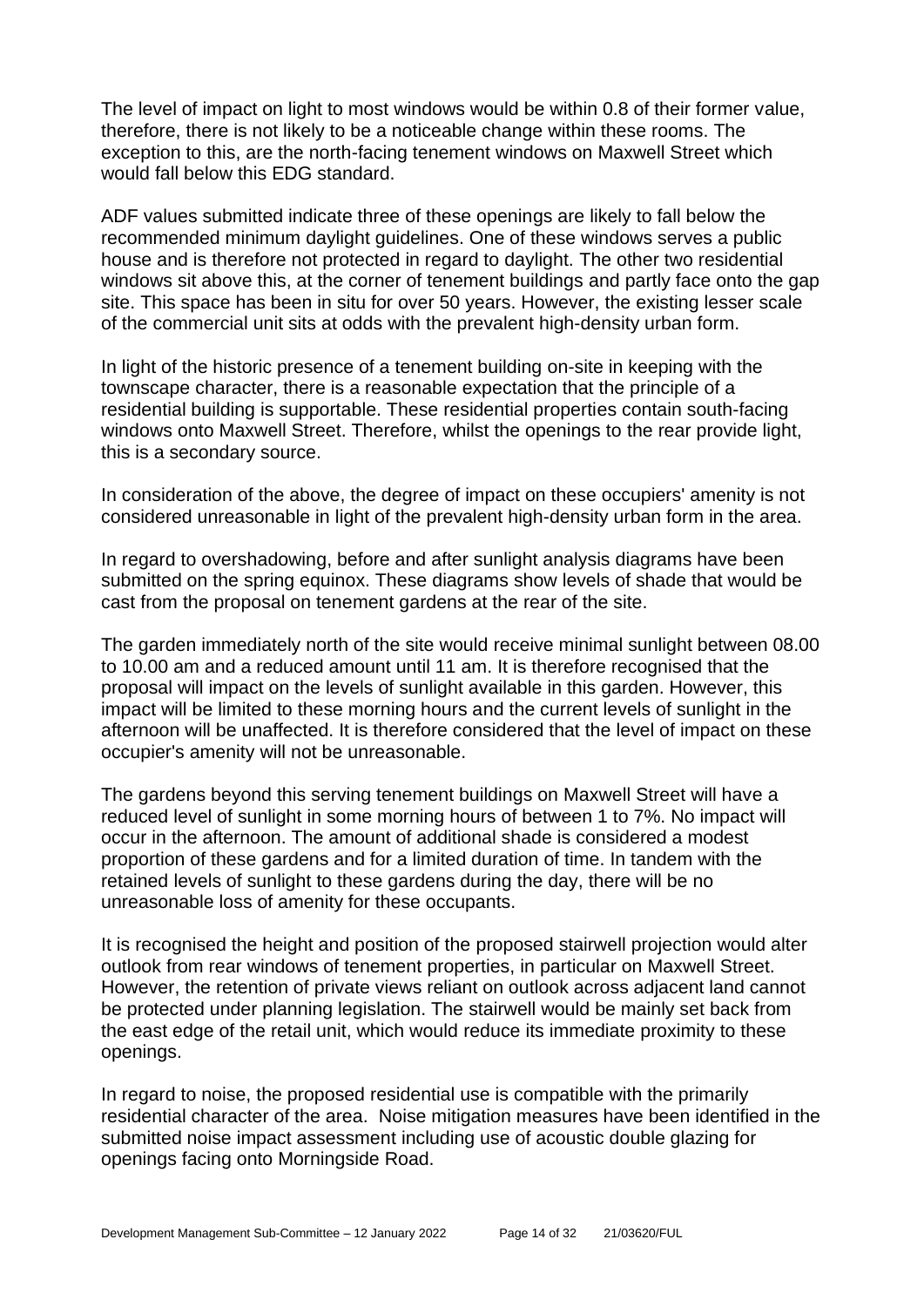The level of impact on light to most windows would be within 0.8 of their former value, therefore, there is not likely to be a noticeable change within these rooms. The exception to this, are the north-facing tenement windows on Maxwell Street which would fall below this EDG standard.

ADF values submitted indicate three of these openings are likely to fall below the recommended minimum daylight guidelines. One of these windows serves a public house and is therefore not protected in regard to daylight. The other two residential windows sit above this, at the corner of tenement buildings and partly face onto the gap site. This space has been in situ for over 50 years. However, the existing lesser scale of the commercial unit sits at odds with the prevalent high-density urban form.

In light of the historic presence of a tenement building on-site in keeping with the townscape character, there is a reasonable expectation that the principle of a residential building is supportable. These residential properties contain south-facing windows onto Maxwell Street. Therefore, whilst the openings to the rear provide light, this is a secondary source.

In consideration of the above, the degree of impact on these occupiers' amenity is not considered unreasonable in light of the prevalent high-density urban form in the area.

In regard to overshadowing, before and after sunlight analysis diagrams have been submitted on the spring equinox. These diagrams show levels of shade that would be cast from the proposal on tenement gardens at the rear of the site.

The garden immediately north of the site would receive minimal sunlight between 08.00 to 10.00 am and a reduced amount until 11 am. It is therefore recognised that the proposal will impact on the levels of sunlight available in this garden. However, this impact will be limited to these morning hours and the current levels of sunlight in the afternoon will be unaffected. It is therefore considered that the level of impact on these occupier's amenity will not be unreasonable.

The gardens beyond this serving tenement buildings on Maxwell Street will have a reduced level of sunlight in some morning hours of between 1 to 7%. No impact will occur in the afternoon. The amount of additional shade is considered a modest proportion of these gardens and for a limited duration of time. In tandem with the retained levels of sunlight to these gardens during the day, there will be no unreasonable loss of amenity for these occupants.

It is recognised the height and position of the proposed stairwell projection would alter outlook from rear windows of tenement properties, in particular on Maxwell Street. However, the retention of private views reliant on outlook across adjacent land cannot be protected under planning legislation. The stairwell would be mainly set back from the east edge of the retail unit, which would reduce its immediate proximity to these openings.

In regard to noise, the proposed residential use is compatible with the primarily residential character of the area. Noise mitigation measures have been identified in the submitted noise impact assessment including use of acoustic double glazing for openings facing onto Morningside Road.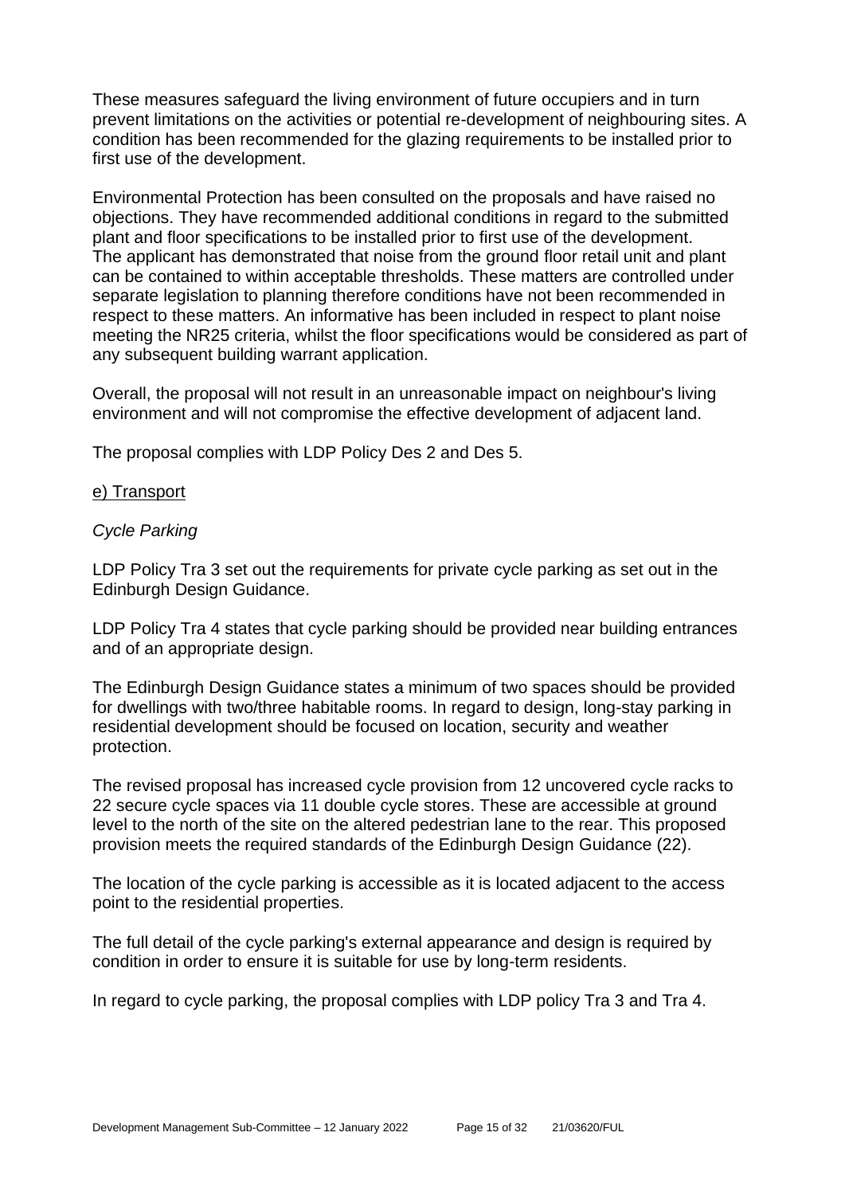These measures safeguard the living environment of future occupiers and in turn prevent limitations on the activities or potential re-development of neighbouring sites. A condition has been recommended for the glazing requirements to be installed prior to first use of the development.

Environmental Protection has been consulted on the proposals and have raised no objections. They have recommended additional conditions in regard to the submitted plant and floor specifications to be installed prior to first use of the development. The applicant has demonstrated that noise from the ground floor retail unit and plant can be contained to within acceptable thresholds. These matters are controlled under separate legislation to planning therefore conditions have not been recommended in respect to these matters. An informative has been included in respect to plant noise meeting the NR25 criteria, whilst the floor specifications would be considered as part of any subsequent building warrant application.

Overall, the proposal will not result in an unreasonable impact on neighbour's living environment and will not compromise the effective development of adjacent land.

The proposal complies with LDP Policy Des 2 and Des 5.

e) Transport

*Cycle Parking*

LDP Policy Tra 3 set out the requirements for private cycle parking as set out in the Edinburgh Design Guidance.

LDP Policy Tra 4 states that cycle parking should be provided near building entrances and of an appropriate design.

The Edinburgh Design Guidance states a minimum of two spaces should be provided for dwellings with two/three habitable rooms. In regard to design, long-stay parking in residential development should be focused on location, security and weather protection.

The revised proposal has increased cycle provision from 12 uncovered cycle racks to 22 secure cycle spaces via 11 double cycle stores. These are accessible at ground level to the north of the site on the altered pedestrian lane to the rear. This proposed provision meets the required standards of the Edinburgh Design Guidance (22).

The location of the cycle parking is accessible as it is located adjacent to the access point to the residential properties.

The full detail of the cycle parking's external appearance and design is required by condition in order to ensure it is suitable for use by long-term residents.

In regard to cycle parking, the proposal complies with LDP policy Tra 3 and Tra 4.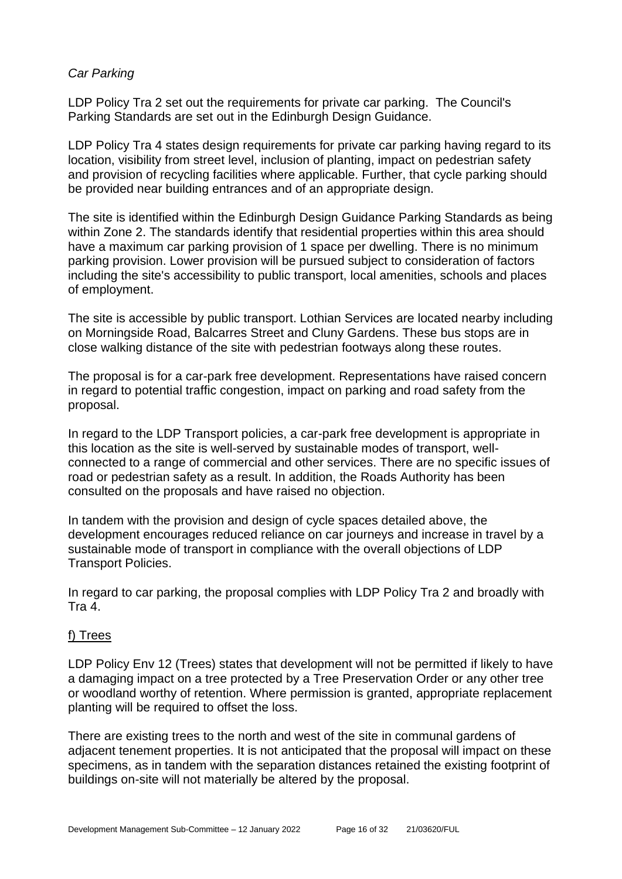*Car Parking*

LDP Policy Tra 2 set out the requirements for private car parking. The Council's Parking Standards are set out in the Edinburgh Design Guidance.

LDP Policy Tra 4 states design requirements for private car parking having regard to its location, visibility from street level, inclusion of planting, impact on pedestrian safety and provision of recycling facilities where applicable. Further, that cycle parking should be provided near building entrances and of an appropriate design.

The site is identified within the Edinburgh Design Guidance Parking Standards as being within Zone 2. The standards identify that residential properties within this area should have a maximum car parking provision of 1 space per dwelling. There is no minimum parking provision. Lower provision will be pursued subject to consideration of factors including the site's accessibility to public transport, local amenities, schools and places of employment.

The site is accessible by public transport. Lothian Services are located nearby including on Morningside Road, Balcarres Street and Cluny Gardens. These bus stops are in close walking distance of the site with pedestrian footways along these routes.

The proposal is for a car-park free development. Representations have raised concern in regard to potential traffic congestion, impact on parking and road safety from the proposal.

In regard to the LDP Transport policies, a car-park free development is appropriate in this location as the site is well-served by sustainable modes of transport, well-connected to a range of commercial and other services. There are no specific issues of road or pedestrian safety as a result. In addition, the Roads Authority has been consulted on the proposals and have raised no objection.

In tandem with the provision and design of cycle spaces detailed above, the development encourages reduced reliance on car journeys and increase in travel by a sustainable mode of transport in compliance with the overall objections of LDP Transport Policies.

In regard to car parking, the proposal complies with LDP Policy Tra 2 and broadly with Tra 4.

## f) Trees

LDP Policy Env 12 (Trees) states that development will not be permitted if likely to have a damaging impact on a tree protected by a Tree Preservation Order or any other tree or woodland worthy of retention. Where permission is granted, appropriate replacement planting will be required to offset the loss.

There are existing trees to the north and west of the site in communal gardens of adjacent tenement properties. It is not anticipated that the proposal will impact on these specimens, as in tandem with the separation distances retained the existing footprint of buildings on-site will not materially be altered by the proposal.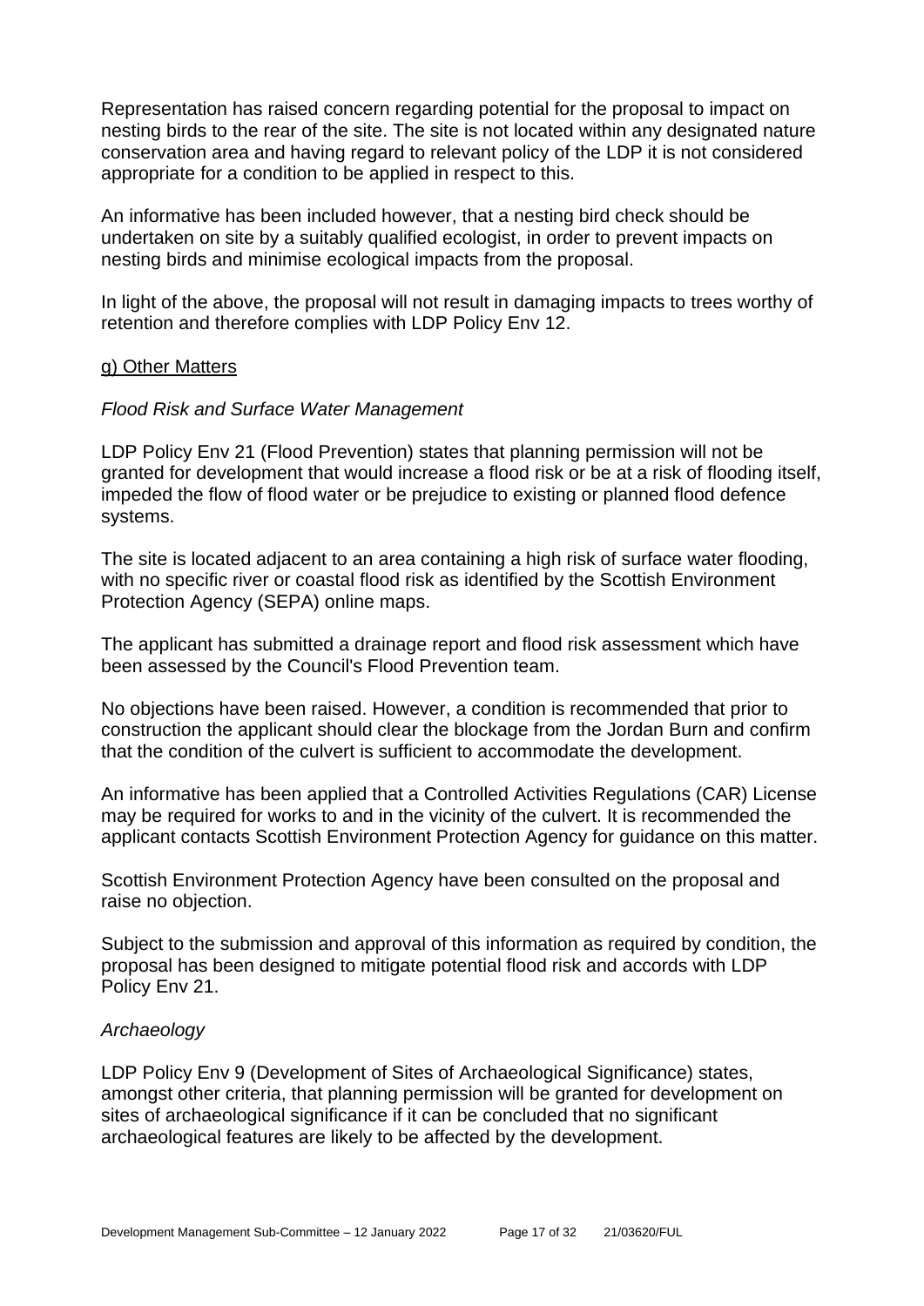Representation has raised concern regarding potential for the proposal to impact on nesting birds to the rear of the site. The site is not located within any designated nature conservation area and having regard to relevant policy of the LDP it is not considered appropriate for a condition to be applied in respect to this.

An informative has been included however, that a nesting bird check should be undertaken on site by a suitably qualified ecologist, in order to prevent impacts on nesting birds and minimise ecological impacts from the proposal.

In light of the above, the proposal will not result in damaging impacts to trees worthy of retention and therefore complies with LDP Policy Env 12.

g) Other Matters

*Flood Risk and Surface Water Management*

LDP Policy Env 21 (Flood Prevention) states that planning permission will not be granted for development that would increase a flood risk or be at a risk of flooding itself, impeded the flow of flood water or be prejudice to existing or planned flood defence systems.

The site is located adjacent to an area containing a high risk of surface water flooding, with no specific river or coastal flood risk as identified by the Scottish Environment Protection Agency (SEPA) online maps.

The applicant has submitted a drainage report and flood risk assessment which have been assessed by the Council's Flood Prevention team.

No objections have been raised. However, a condition is recommended that prior to construction the applicant should clear the blockage from the Jordan Burn and confirm that the condition of the culvert is sufficient to accommodate the development.

An informative has been applied that a Controlled Activities Regulations (CAR) License may be required for works to and in the vicinity of the culvert. It is recommended the applicant contacts Scottish Environment Protection Agency for guidance on this matter.

Scottish Environment Protection Agency have been consulted on the proposal and raise no objection.

Subject to the submission and approval of this information as required by condition, the proposal has been designed to mitigate potential flood risk and accords with LDP Policy Env 21.

*Archaeology*

LDP Policy Env 9 (Development of Sites of Archaeological Significance) states, amongst other criteria, that planning permission will be granted for development on sites of archaeological significance if it can be concluded that no significant archaeological features are likely to be affected by the development.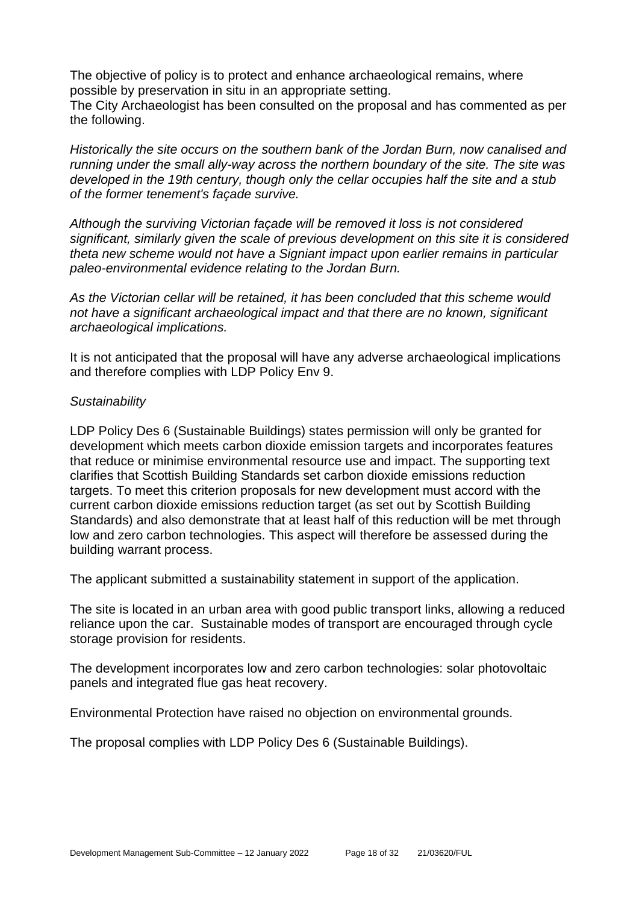The objective of policy is to protect and enhance archaeological remains, where possible by preservation in situ in an appropriate setting.
The City Archaeologist has been consulted on the proposal and has commented as per the following.

*Historically the site occurs on the southern bank of the Jordan Burn, now canalised and running under the small ally-way across the northern boundary of the site. The site was developed in the 19th century, though only the cellar occupies half the site and a stub of the former tenement's façade survive.*

*Although the surviving Victorian façade will be removed it loss is not considered significant, similarly given the scale of previous development on this site it is considered theta new scheme would not have a Signiant impact upon earlier remains in particular paleo-environmental evidence relating to the Jordan Burn.*

*As the Victorian cellar will be retained, it has been concluded that this scheme would not have a significant archaeological impact and that there are no known, significant archaeological implications.*

It is not anticipated that the proposal will have any adverse archaeological implications and therefore complies with LDP Policy Env 9.

*Sustainability*

LDP Policy Des 6 (Sustainable Buildings) states permission will only be granted for development which meets carbon dioxide emission targets and incorporates features that reduce or minimise environmental resource use and impact. The supporting text clarifies that Scottish Building Standards set carbon dioxide emissions reduction targets. To meet this criterion proposals for new development must accord with the current carbon dioxide emissions reduction target (as set out by Scottish Building Standards) and also demonstrate that at least half of this reduction will be met through low and zero carbon technologies. This aspect will therefore be assessed during the building warrant process.

The applicant submitted a sustainability statement in support of the application.

The site is located in an urban area with good public transport links, allowing a reduced reliance upon the car. Sustainable modes of transport are encouraged through cycle storage provision for residents.

The development incorporates low and zero carbon technologies: solar photovoltaic panels and integrated flue gas heat recovery.

Environmental Protection have raised no objection on environmental grounds.

The proposal complies with LDP Policy Des 6 (Sustainable Buildings).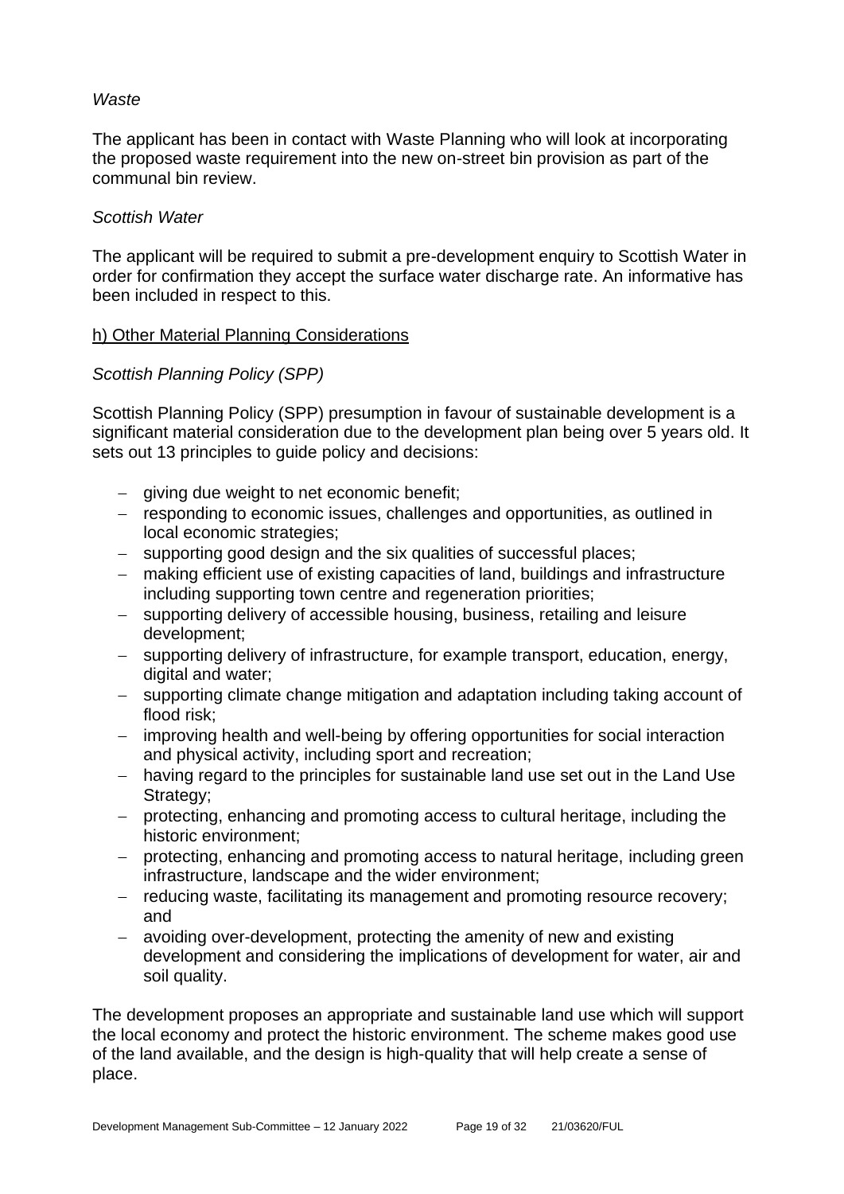*Waste*

The applicant has been in contact with Waste Planning who will look at incorporating the proposed waste requirement into the new on-street bin provision as part of the communal bin review.

*Scottish Water*

The applicant will be required to submit a pre-development enquiry to Scottish Water in order for confirmation they accept the surface water discharge rate. An informative has been included in respect to this.

h) Other Material Planning Considerations

*Scottish Planning Policy (SPP)*

Scottish Planning Policy (SPP) presumption in favour of sustainable development is a significant material consideration due to the development plan being over 5 years old. It sets out 13 principles to guide policy and decisions:

- giving due weight to net economic benefit;
- responding to economic issues, challenges and opportunities, as outlined in local economic strategies;
- supporting good design and the six qualities of successful places;
- making efficient use of existing capacities of land, buildings and infrastructure including supporting town centre and regeneration priorities;
- supporting delivery of accessible housing, business, retailing and leisure development;
- supporting delivery of infrastructure, for example transport, education, energy, digital and water;
- supporting climate change mitigation and adaptation including taking account of flood risk;
- improving health and well-being by offering opportunities for social interaction and physical activity, including sport and recreation;
- having regard to the principles for sustainable land use set out in the Land Use Strategy;
- protecting, enhancing and promoting access to cultural heritage, including the historic environment;
- protecting, enhancing and promoting access to natural heritage, including green infrastructure, landscape and the wider environment;
- reducing waste, facilitating its management and promoting resource recovery; and
- avoiding over-development, protecting the amenity of new and existing development and considering the implications of development for water, air and soil quality.

The development proposes an appropriate and sustainable land use which will support the local economy and protect the historic environment. The scheme makes good use of the land available, and the design is high-quality that will help create a sense of place.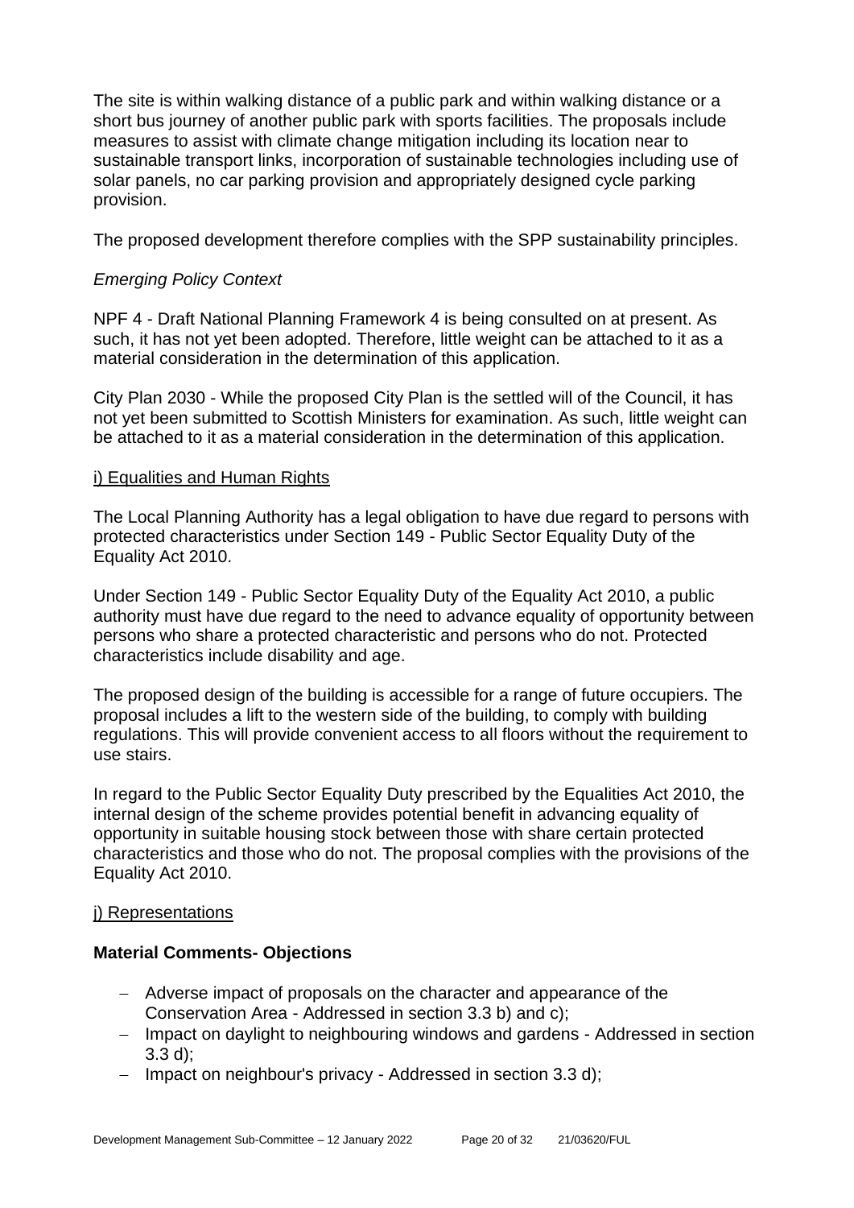The site is within walking distance of a public park and within walking distance or a short bus journey of another public park with sports facilities. The proposals include measures to assist with climate change mitigation including its location near to sustainable transport links, incorporation of sustainable technologies including use of solar panels, no car parking provision and appropriately designed cycle parking provision.

The proposed development therefore complies with the SPP sustainability principles.

*Emerging Policy Context*

NPF 4 - Draft National Planning Framework 4 is being consulted on at present. As such, it has not yet been adopted. Therefore, little weight can be attached to it as a material consideration in the determination of this application.

City Plan 2030 - While the proposed City Plan is the settled will of the Council, it has not yet been submitted to Scottish Ministers for examination. As such, little weight can be attached to it as a material consideration in the determination of this application.

i) Equalities and Human Rights

The Local Planning Authority has a legal obligation to have due regard to persons with protected characteristics under Section 149 - Public Sector Equality Duty of the Equality Act 2010.

Under Section 149 - Public Sector Equality Duty of the Equality Act 2010, a public authority must have due regard to the need to advance equality of opportunity between persons who share a protected characteristic and persons who do not. Protected characteristics include disability and age.

The proposed design of the building is accessible for a range of future occupiers. The proposal includes a lift to the western side of the building, to comply with building regulations. This will provide convenient access to all floors without the requirement to use stairs.

In regard to the Public Sector Equality Duty prescribed by the Equalities Act 2010, the internal design of the scheme provides potential benefit in advancing equality of opportunity in suitable housing stock between those with share certain protected characteristics and those who do not. The proposal complies with the provisions of the Equality Act 2010.

j) Representations

**Material Comments- Objections**

- Adverse impact of proposals on the character and appearance of the Conservation Area - Addressed in section 3.3 b) and c);
- Impact on daylight to neighbouring windows and gardens - Addressed in section 3.3 d);
- Impact on neighbour's privacy - Addressed in section 3.3 d);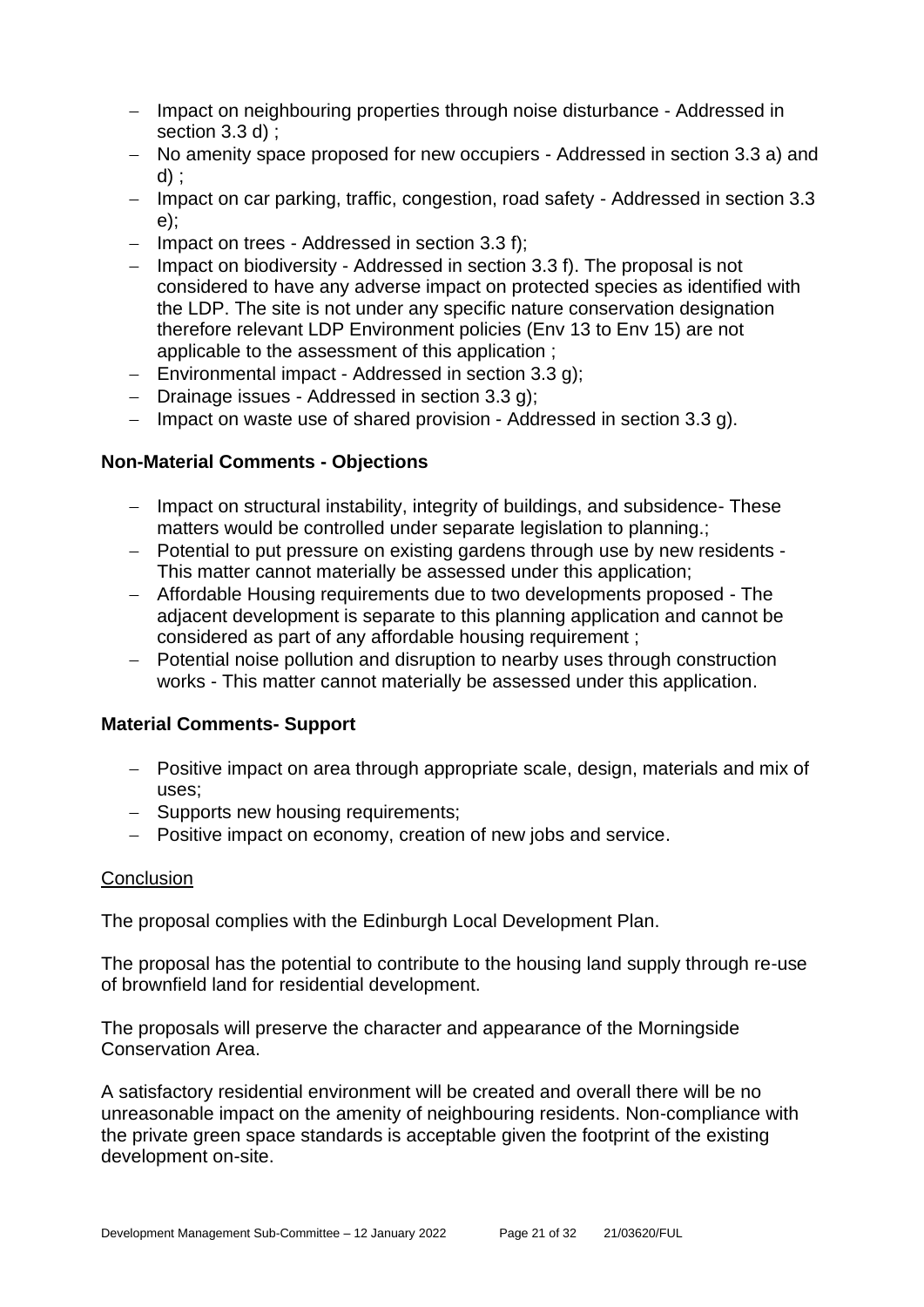- Impact on neighbouring properties through noise disturbance - Addressed in section 3.3 d) ;
- No amenity space proposed for new occupiers - Addressed in section 3.3 a) and d) ;
- Impact on car parking, traffic, congestion, road safety - Addressed in section 3.3 e);
- Impact on trees - Addressed in section 3.3 f);
- Impact on biodiversity - Addressed in section 3.3 f). The proposal is not considered to have any adverse impact on protected species as identified with the LDP. The site is not under any specific nature conservation designation therefore relevant LDP Environment policies (Env 13 to Env 15) are not applicable to the assessment of this application ;
- Environmental impact - Addressed in section 3.3 g);
- Drainage issues - Addressed in section 3.3 g);
- Impact on waste use of shared provision - Addressed in section 3.3 g).

**Non-Material Comments - Objections**

- Impact on structural instability, integrity of buildings, and subsidence- These matters would be controlled under separate legislation to planning.;
- Potential to put pressure on existing gardens through use by new residents - This matter cannot materially be assessed under this application;
- Affordable Housing requirements due to two developments proposed - The adjacent development is separate to this planning application and cannot be considered as part of any affordable housing requirement ;
- Potential noise pollution and disruption to nearby uses through construction works - This matter cannot materially be assessed under this application.

**Material Comments- Support**

- Positive impact on area through appropriate scale, design, materials and mix of uses;
- Supports new housing requirements;
- Positive impact on economy, creation of new jobs and service.

Conclusion

The proposal complies with the Edinburgh Local Development Plan.

The proposal has the potential to contribute to the housing land supply through re-use of brownfield land for residential development.

The proposals will preserve the character and appearance of the Morningside Conservation Area.

A satisfactory residential environment will be created and overall there will be no unreasonable impact on the amenity of neighbouring residents. Non-compliance with the private green space standards is acceptable given the footprint of the existing development on-site.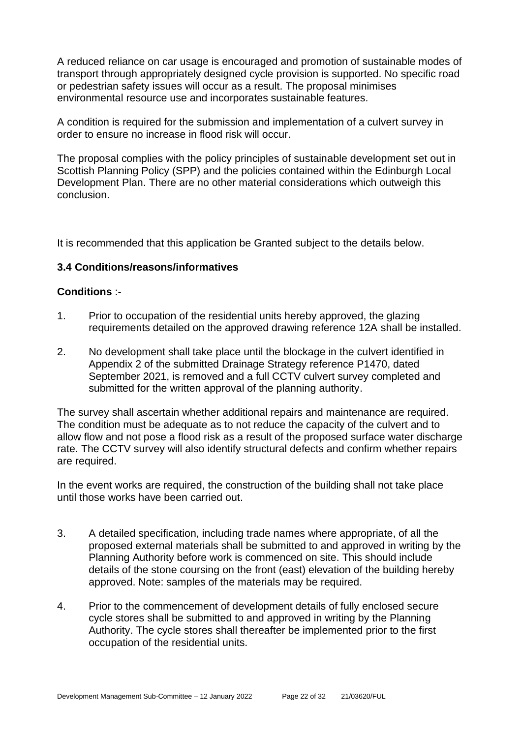A reduced reliance on car usage is encouraged and promotion of sustainable modes of transport through appropriately designed cycle provision is supported. No specific road or pedestrian safety issues will occur as a result. The proposal minimises environmental resource use and incorporates sustainable features.

A condition is required for the submission and implementation of a culvert survey in order to ensure no increase in flood risk will occur.

The proposal complies with the policy principles of sustainable development set out in Scottish Planning Policy (SPP) and the policies contained within the Edinburgh Local Development Plan. There are no other material considerations which outweigh this conclusion.

It is recommended that this application be Granted subject to the details below.

### 3.4 Conditions/reasons/informatives

**Conditions** :-

1. Prior to occupation of the residential units hereby approved, the glazing requirements detailed on the approved drawing reference 12A shall be installed.

2. No development shall take place until the blockage in the culvert identified in Appendix 2 of the submitted Drainage Strategy reference P1470, dated September 2021, is removed and a full CCTV culvert survey completed and submitted for the written approval of the planning authority.

The survey shall ascertain whether additional repairs and maintenance are required. The condition must be adequate as to not reduce the capacity of the culvert and to allow flow and not pose a flood risk as a result of the proposed surface water discharge rate. The CCTV survey will also identify structural defects and confirm whether repairs are required.

In the event works are required, the construction of the building shall not take place until those works have been carried out.

3. A detailed specification, including trade names where appropriate, of all the proposed external materials shall be submitted to and approved in writing by the Planning Authority before work is commenced on site. This should include details of the stone coursing on the front (east) elevation of the building hereby approved. Note: samples of the materials may be required.

4. Prior to the commencement of development details of fully enclosed secure cycle stores shall be submitted to and approved in writing by the Planning Authority. The cycle stores shall thereafter be implemented prior to the first occupation of the residential units.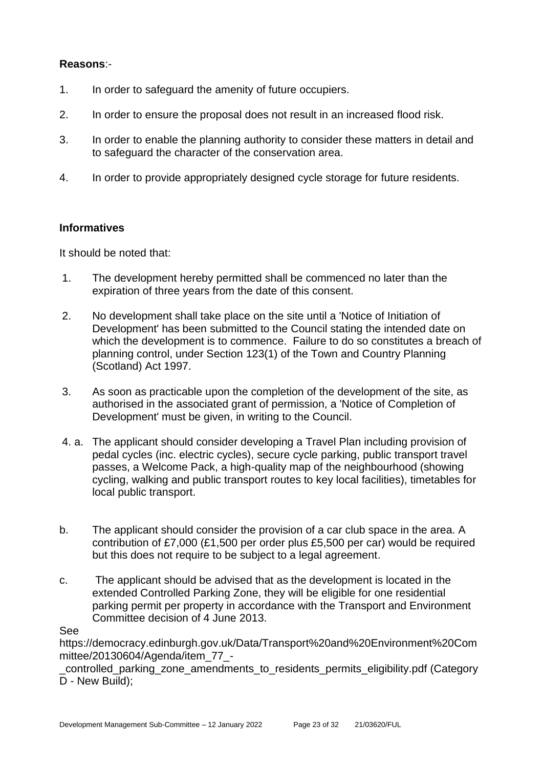**Reasons**:-

1. In order to safeguard the amenity of future occupiers.
2. In order to ensure the proposal does not result in an increased flood risk.
3. In order to enable the planning authority to consider these matters in detail and to safeguard the character of the conservation area.
4. In order to provide appropriately designed cycle storage for future residents.

**Informatives**

It should be noted that:

1. The development hereby permitted shall be commenced no later than the expiration of three years from the date of this consent.
2. No development shall take place on the site until a 'Notice of Initiation of Development' has been submitted to the Council stating the intended date on which the development is to commence. Failure to do so constitutes a breach of planning control, under Section 123(1) of the Town and Country Planning (Scotland) Act 1997.
3. As soon as practicable upon the completion of the development of the site, as authorised in the associated grant of permission, a 'Notice of Completion of Development' must be given, in writing to the Council.
4. a. The applicant should consider developing a Travel Plan including provision of pedal cycles (inc. electric cycles), secure cycle parking, public transport travel passes, a Welcome Pack, a high-quality map of the neighbourhood (showing cycling, walking and public transport routes to key local facilities), timetables for local public transport.

b. The applicant should consider the provision of a car club space in the area. A contribution of £7,000 (£1,500 per order plus £5,500 per car) would be required but this does not require to be subject to a legal agreement.

c. The applicant should be advised that as the development is located in the extended Controlled Parking Zone, they will be eligible for one residential parking permit per property in accordance with the Transport and Environment Committee decision of 4 June 2013.

See https://democracy.edinburgh.gov.uk/Data/Transport%20and%20Environment%20Committee/20130604/Agenda/item_77_-_controlled_parking_zone_amendments_to_residents_permits_eligibility.pdf (Category D - New Build);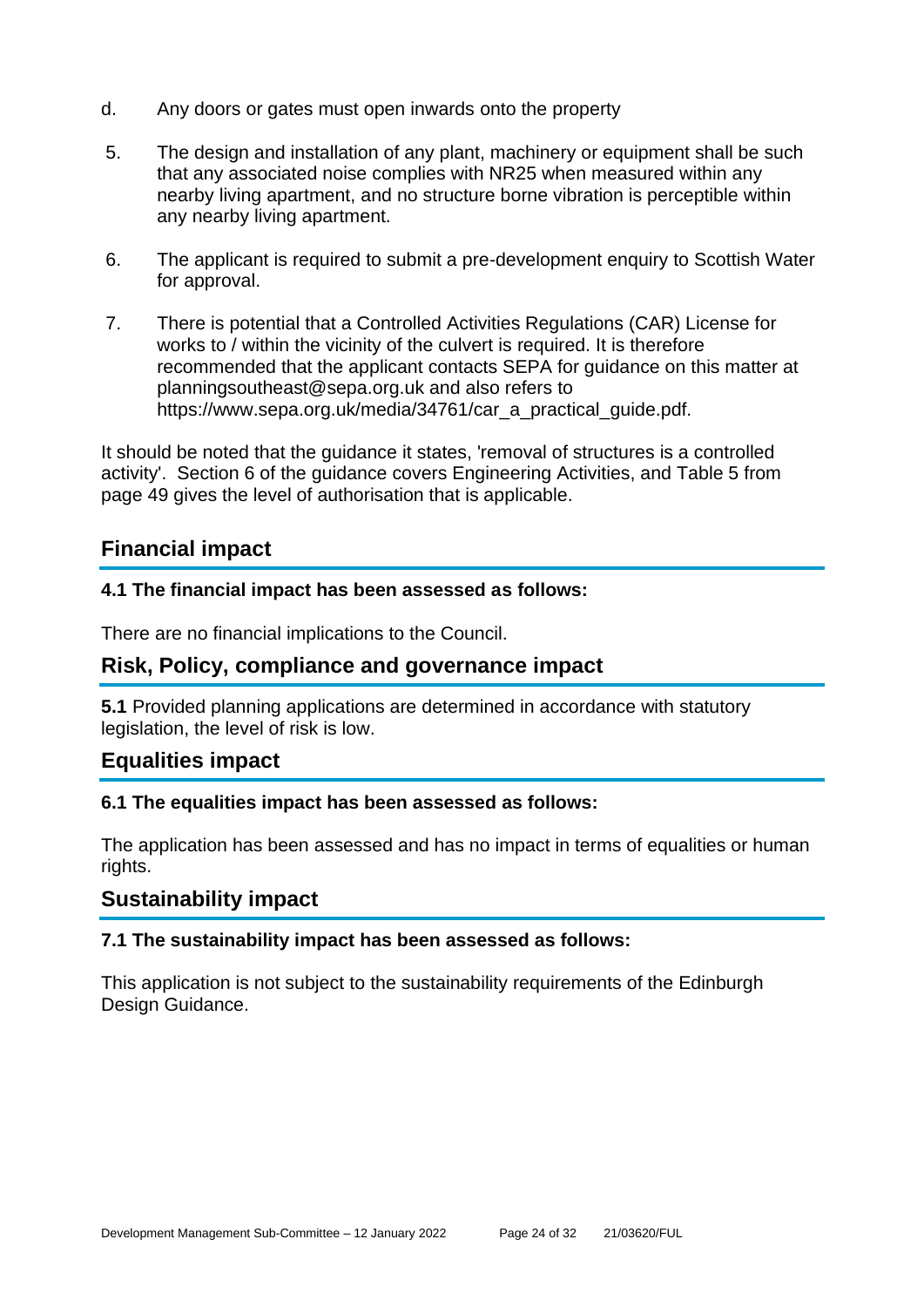d. Any doors or gates must open inwards onto the property

5. The design and installation of any plant, machinery or equipment shall be such that any associated noise complies with NR25 when measured within any nearby living apartment, and no structure borne vibration is perceptible within any nearby living apartment.

6. The applicant is required to submit a pre-development enquiry to Scottish Water for approval.

7. There is potential that a Controlled Activities Regulations (CAR) License for works to / within the vicinity of the culvert is required. It is therefore recommended that the applicant contacts SEPA for guidance on this matter at planningsoutheast@sepa.org.uk and also refers to https://www.sepa.org.uk/media/34761/car_a_practical_guide.pdf.

It should be noted that the guidance it states, 'removal of structures is a controlled activity'. Section 6 of the guidance covers Engineering Activities, and Table 5 from page 49 gives the level of authorisation that is applicable.

## Financial impact

**4.1 The financial impact has been assessed as follows:**

There are no financial implications to the Council.

## Risk, Policy, compliance and governance impact

**5.1** Provided planning applications are determined in accordance with statutory legislation, the level of risk is low.

## Equalities impact

**6.1 The equalities impact has been assessed as follows:**

The application has been assessed and has no impact in terms of equalities or human rights.

## Sustainability impact

**7.1 The sustainability impact has been assessed as follows:**

This application is not subject to the sustainability requirements of the Edinburgh Design Guidance.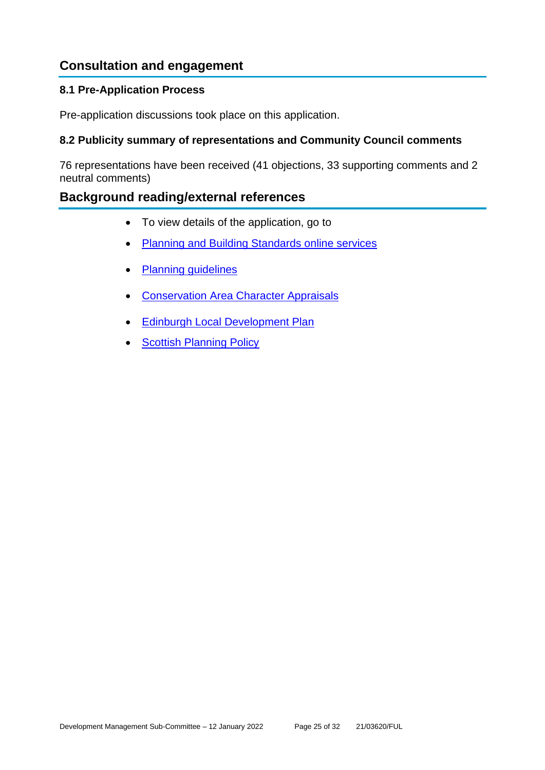## Consultation and engagement

### 8.1 Pre-Application Process

Pre-application discussions took place on this application.

### 8.2 Publicity summary of representations and Community Council comments

76 representations have been received (41 objections, 33 supporting comments and 2 neutral comments)

## Background reading/external references

- To view details of the application, go to
- Planning and Building Standards online services
- Planning guidelines
- Conservation Area Character Appraisals
- Edinburgh Local Development Plan
- Scottish Planning Policy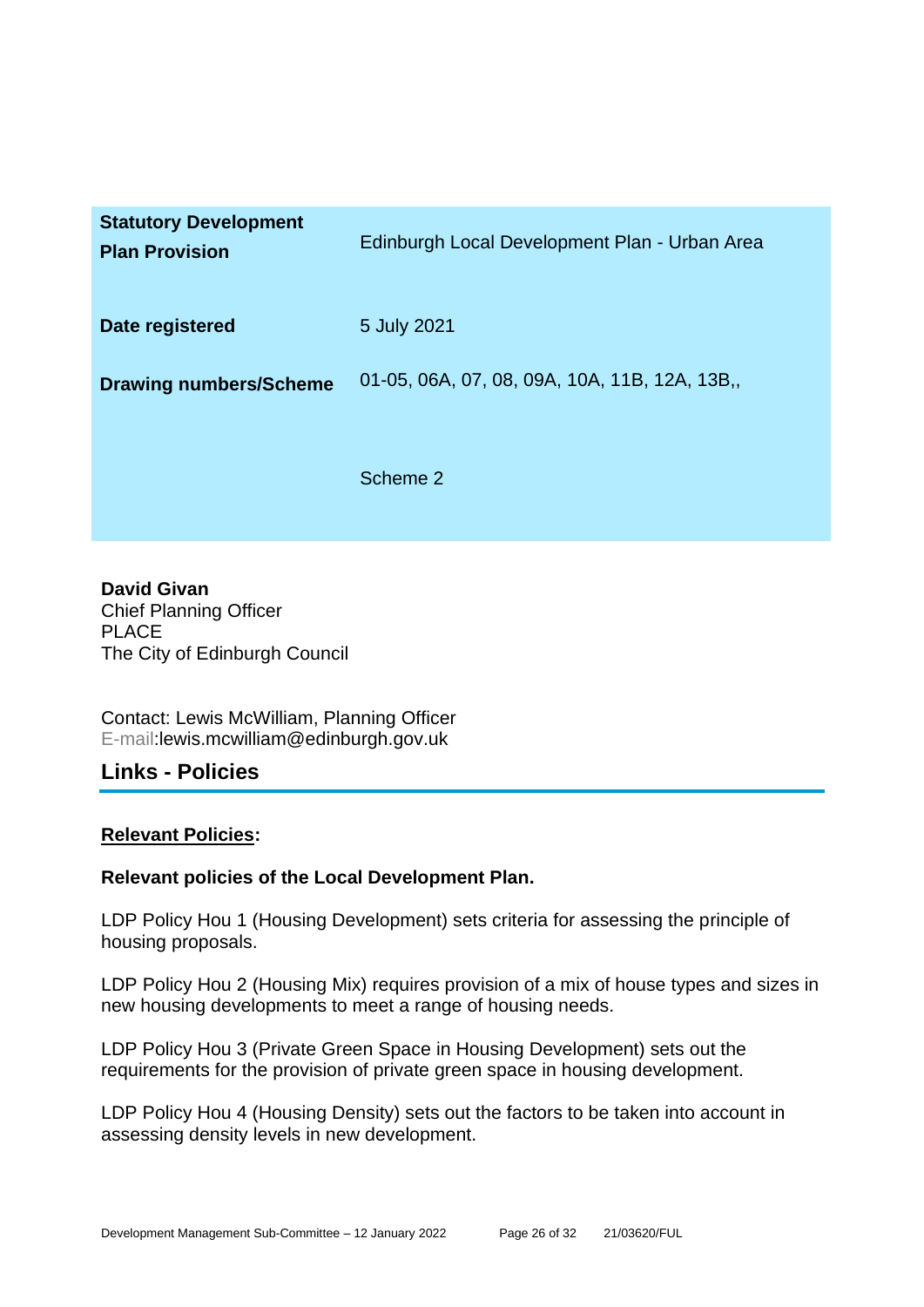| | |
|---|---|
| **Statistory Development Plan Provision** | Edinburgh Local Development Plan - Urban Area |
| **Date registered** | 5 July 2021 |
| **Drawing numbers/Scheme** | 01-05, 06A, 07, 08, 09A, 10A, 11B, 12A, 13B,,<br><br>Scheme 2 |

**David Givan**
Chief Planning Officer
PLACE
The City of Edinburgh Council

Contact: Lewis McWilliam, Planning Officer
E-mail:lewis.mcwilliam@edinburgh.gov.uk

## Links - Policies

**Relevant Policies:**

**Relevant policies of the Local Development Plan.**

LDP Policy Hou 1 (Housing Development) sets criteria for assessing the principle of housing proposals.

LDP Policy Hou 2 (Housing Mix) requires provision of a mix of house types and sizes in new housing developments to meet a range of housing needs.

LDP Policy Hou 3 (Private Green Space in Housing Development) sets out the requirements for the provision of private green space in housing development.

LDP Policy Hou 4 (Housing Density) sets out the factors to be taken into account in assessing density levels in new development.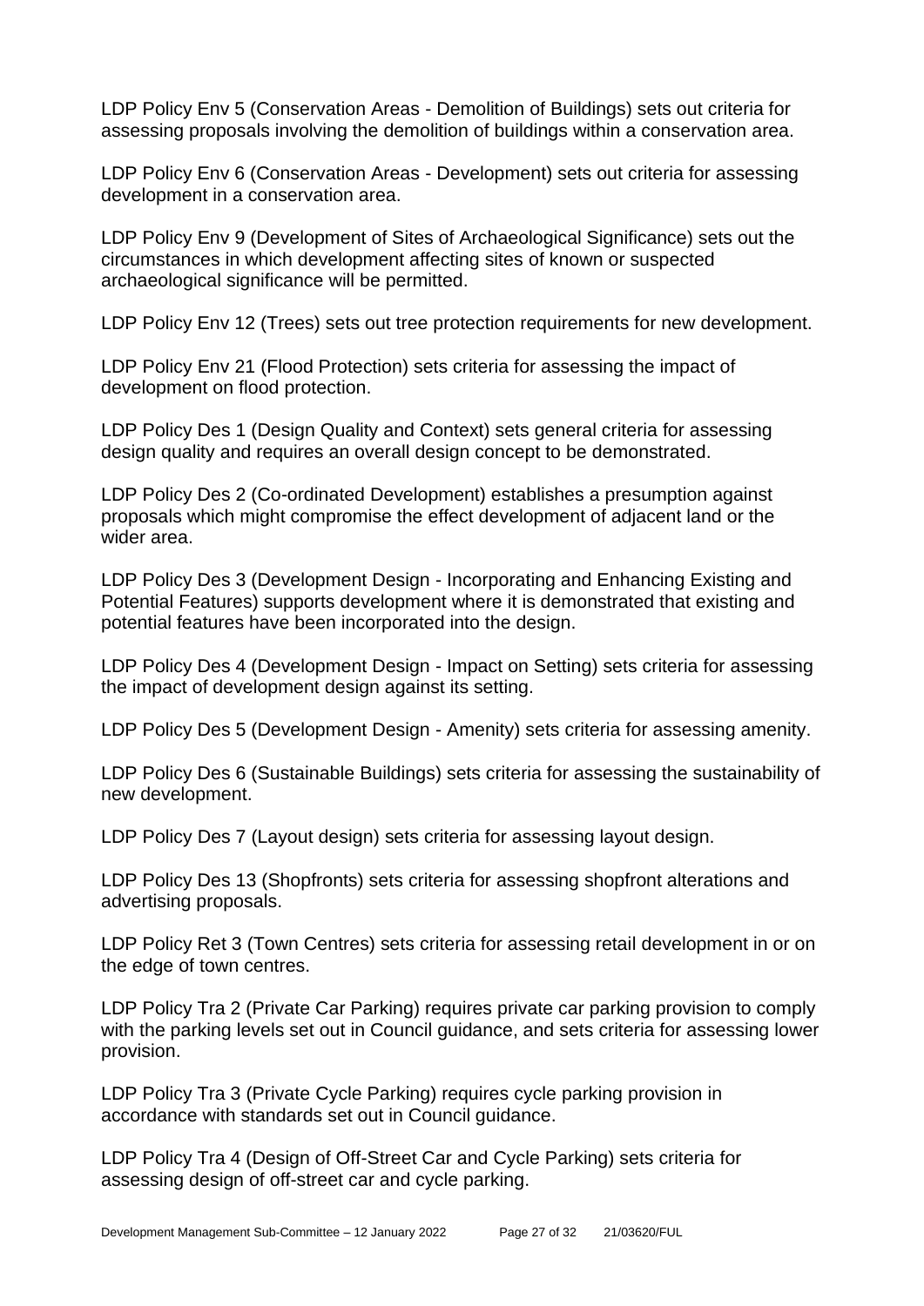LDP Policy Env 5 (Conservation Areas - Demolition of Buildings) sets out criteria for assessing proposals involving the demolition of buildings within a conservation area.

LDP Policy Env 6 (Conservation Areas - Development) sets out criteria for assessing development in a conservation area.

LDP Policy Env 9 (Development of Sites of Archaeological Significance) sets out the circumstances in which development affecting sites of known or suspected archaeological significance will be permitted.

LDP Policy Env 12 (Trees) sets out tree protection requirements for new development.

LDP Policy Env 21 (Flood Protection) sets criteria for assessing the impact of development on flood protection.

LDP Policy Des 1 (Design Quality and Context) sets general criteria for assessing design quality and requires an overall design concept to be demonstrated.

LDP Policy Des 2 (Co-ordinated Development) establishes a presumption against proposals which might compromise the effect development of adjacent land or the wider area.

LDP Policy Des 3 (Development Design - Incorporating and Enhancing Existing and Potential Features) supports development where it is demonstrated that existing and potential features have been incorporated into the design.

LDP Policy Des 4 (Development Design - Impact on Setting) sets criteria for assessing the impact of development design against its setting.

LDP Policy Des 5 (Development Design - Amenity) sets criteria for assessing amenity.

LDP Policy Des 6 (Sustainable Buildings) sets criteria for assessing the sustainability of new development.

LDP Policy Des 7 (Layout design) sets criteria for assessing layout design.

LDP Policy Des 13 (Shopfronts) sets criteria for assessing shopfront alterations and advertising proposals.

LDP Policy Ret 3 (Town Centres) sets criteria for assessing retail development in or on the edge of town centres.

LDP Policy Tra 2 (Private Car Parking) requires private car parking provision to comply with the parking levels set out in Council guidance, and sets criteria for assessing lower provision.

LDP Policy Tra 3 (Private Cycle Parking) requires cycle parking provision in accordance with standards set out in Council guidance.

LDP Policy Tra 4 (Design of Off-Street Car and Cycle Parking) sets criteria for assessing design of off-street car and cycle parking.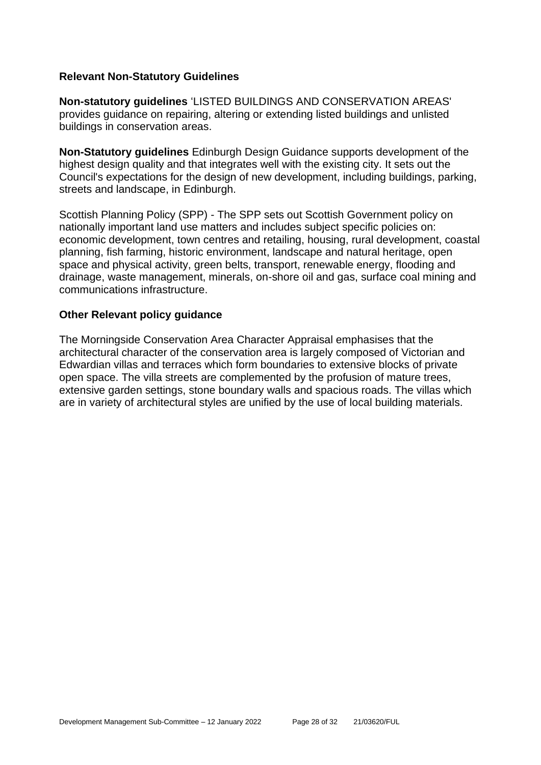### Relevant Non-Statutory Guidelines

**Non-statutory guidelines** 'LISTED BUILDINGS AND CONSERVATION AREAS' provides guidance on repairing, altering or extending listed buildings and unlisted buildings in conservation areas.

**Non-Statutory guidelines** Edinburgh Design Guidance supports development of the highest design quality and that integrates well with the existing city. It sets out the Council's expectations for the design of new development, including buildings, parking, streets and landscape, in Edinburgh.

Scottish Planning Policy (SPP) - The SPP sets out Scottish Government policy on nationally important land use matters and includes subject specific policies on: economic development, town centres and retailing, housing, rural development, coastal planning, fish farming, historic environment, landscape and natural heritage, open space and physical activity, green belts, transport, renewable energy, flooding and drainage, waste management, minerals, on-shore oil and gas, surface coal mining and communications infrastructure.

### Other Relevant policy guidance

The Morningside Conservation Area Character Appraisal emphasises that the architectural character of the conservation area is largely composed of Victorian and Edwardian villas and terraces which form boundaries to extensive blocks of private open space. The villa streets are complemented by the profusion of mature trees, extensive garden settings, stone boundary walls and spacious roads. The villas which are in variety of architectural styles are unified by the use of local building materials.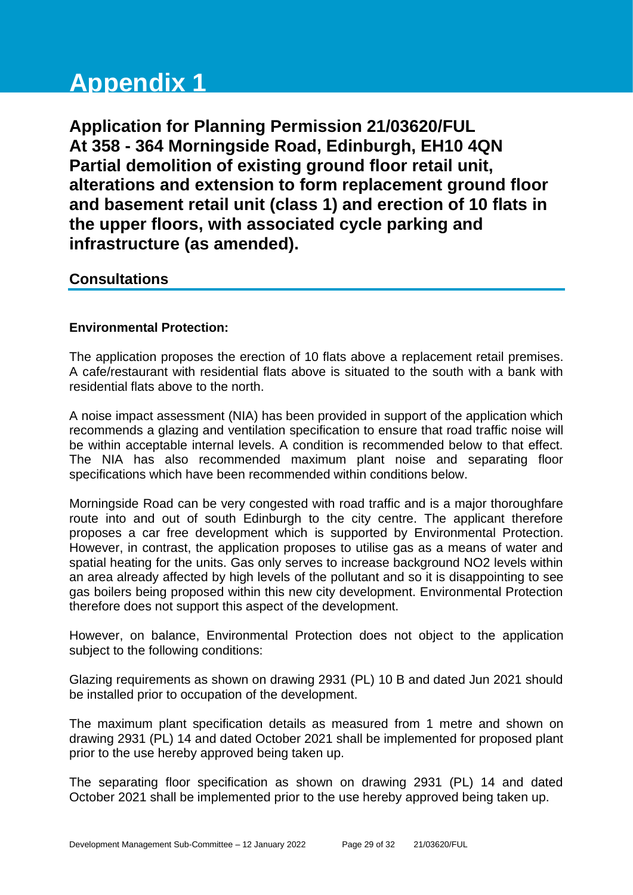# Appendix 1

**Application for Planning Permission 21/03620/FUL**
**At 358 - 364 Morningside Road, Edinburgh, EH10 4QN**
**Partial demolition of existing ground floor retail unit, alterations and extension to form replacement ground floor and basement retail unit (class 1) and erection of 10 flats in the upper floors, with associated cycle parking and infrastructure (as amended).**

## Consultations

**Environmental Protection:**

The application proposes the erection of 10 flats above a replacement retail premises. A cafe/restaurant with residential flats above is situated to the south with a bank with residential flats above to the north.

A noise impact assessment (NIA) has been provided in support of the application which recommends a glazing and ventilation specification to ensure that road traffic noise will be within acceptable internal levels. A condition is recommended below to that effect. The NIA has also recommended maximum plant noise and separating floor specifications which have been recommended within conditions below.

Morningside Road can be very congested with road traffic and is a major thoroughfare route into and out of south Edinburgh to the city centre. The applicant therefore proposes a car free development which is supported by Environmental Protection. However, in contrast, the application proposes to utilise gas as a means of water and spatial heating for the units. Gas only serves to increase background $NO_2$ levels within an area already affected by high levels of the pollutant and so it is disappointing to see gas boilers being proposed within this new city development. Environmental Protection therefore does not support this aspect of the development.

However, on balance, Environmental Protection does not object to the application subject to the following conditions:

Glazing requirements as shown on drawing 2931 (PL) 10 B and dated Jun 2021 should be installed prior to occupation of the development.

The maximum plant specification details as measured from 1 metre and shown on drawing 2931 (PL) 14 and dated October 2021 shall be implemented for proposed plant prior to the use hereby approved being taken up.

The separating floor specification as shown on drawing 2931 (PL) 14 and dated October 2021 shall be implemented prior to the use hereby approved being taken up.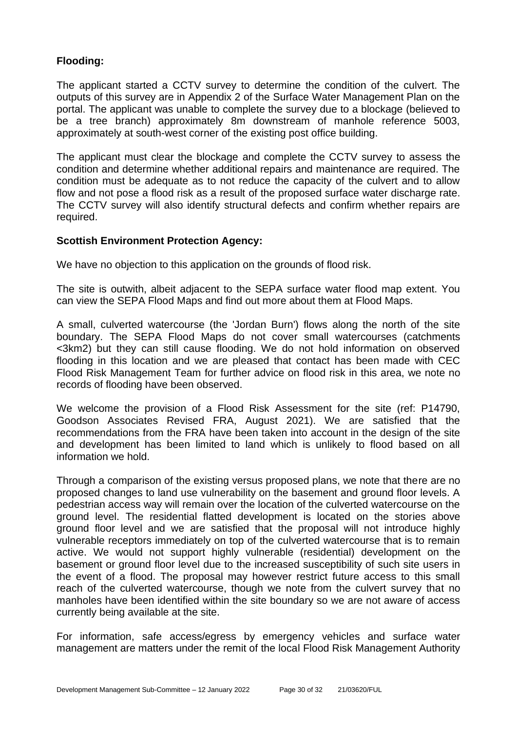**Flooding:**

The applicant started a CCTV survey to determine the condition of the culvert. The outputs of this survey are in Appendix 2 of the Surface Water Management Plan on the portal. The applicant was unable to complete the survey due to a blockage (believed to be a tree branch) approximately 8m downstream of manhole reference 5003, approximately at south-west corner of the existing post office building.

The applicant must clear the blockage and complete the CCTV survey to assess the condition and determine whether additional repairs and maintenance are required. The condition must be adequate as to not reduce the capacity of the culvert and to allow flow and not pose a flood risk as a result of the proposed surface water discharge rate. The CCTV survey will also identify structural defects and confirm whether repairs are required.

**Scottish Environment Protection Agency:**

We have no objection to this application on the grounds of flood risk.

The site is outwith, albeit adjacent to the SEPA surface water flood map extent. You can view the SEPA Flood Maps and find out more about them at Flood Maps.

A small, culverted watercourse (the 'Jordan Burn') flows along the north of the site boundary. The SEPA Flood Maps do not cover small watercourses (catchments <3km2) but they can still cause flooding. We do not hold information on observed flooding in this location and we are pleased that contact has been made with CEC Flood Risk Management Team for further advice on flood risk in this area, we note no records of flooding have been observed.

We welcome the provision of a Flood Risk Assessment for the site (ref: P14790, Goodson Associates Revised FRA, August 2021). We are satisfied that the recommendations from the FRA have been taken into account in the design of the site and development has been limited to land which is unlikely to flood based on all information we hold.

Through a comparison of the existing versus proposed plans, we note that there are no proposed changes to land use vulnerability on the basement and ground floor levels. A pedestrian access way will remain over the location of the culverted watercourse on the ground level. The residential flatted development is located on the stories above ground floor level and we are satisfied that the proposal will not introduce highly vulnerable receptors immediately on top of the culverted watercourse that is to remain active. We would not support highly vulnerable (residential) development on the basement or ground floor level due to the increased susceptibility of such site users in the event of a flood. The proposal may however restrict future access to this small reach of the culverted watercourse, though we note from the culvert survey that no manholes have been identified within the site boundary so we are not aware of access currently being available at the site.

For information, safe access/egress by emergency vehicles and surface water management are matters under the remit of the local Flood Risk Management Authority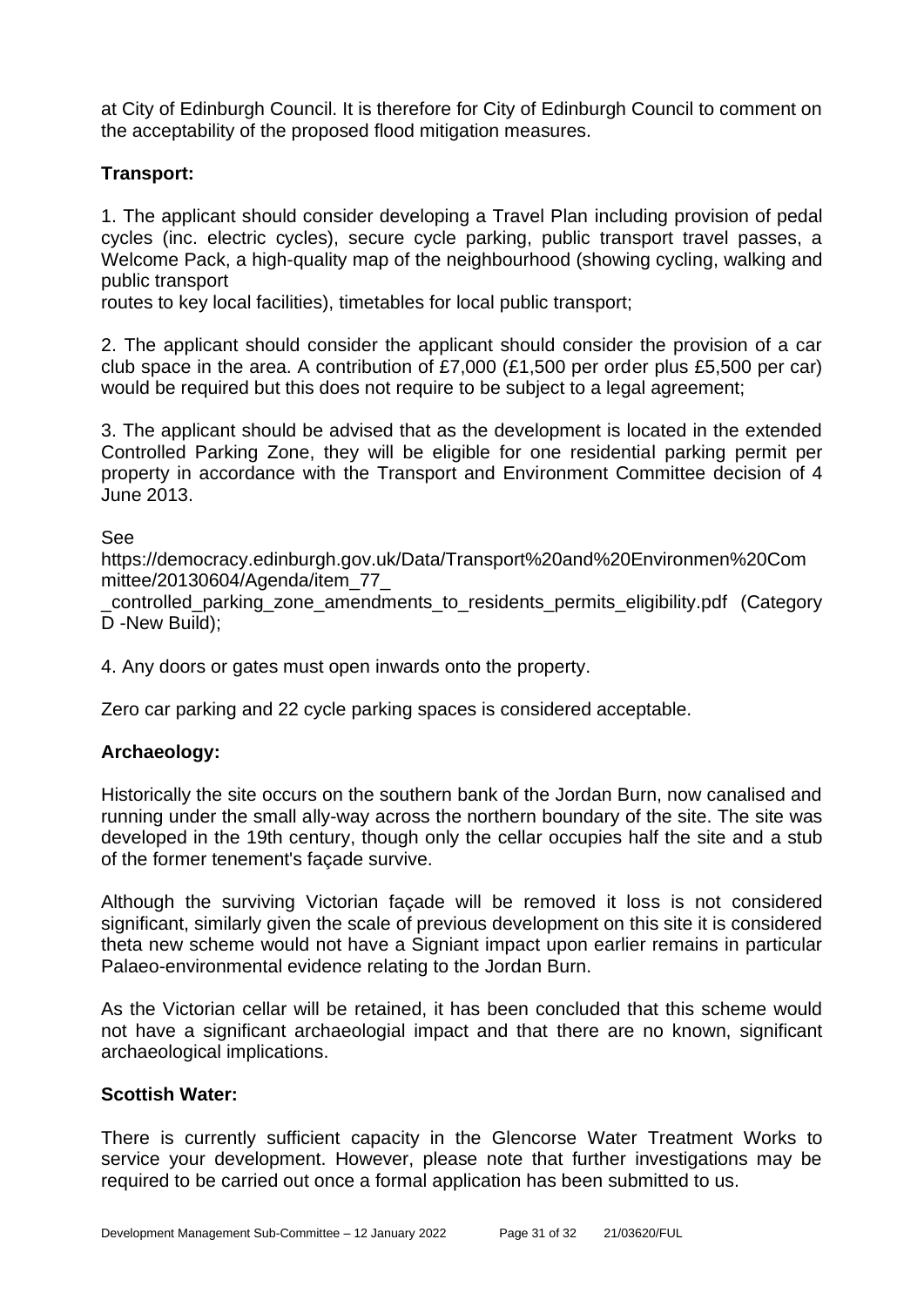at City of Edinburgh Council. It is therefore for City of Edinburgh Council to comment on the acceptability of the proposed flood mitigation measures.

**Transport:**

1. The applicant should consider developing a Travel Plan including provision of pedal cycles (inc. electric cycles), secure cycle parking, public transport travel passes, a Welcome Pack, a high-quality map of the neighbourhood (showing cycling, walking and public transport
routes to key local facilities), timetables for local public transport;

2. The applicant should consider the applicant should consider the provision of a car club space in the area. A contribution of £7,000 (£1,500 per order plus £5,500 per car) would be required but this does not require to be subject to a legal agreement;

3. The applicant should be advised that as the development is located in the extended Controlled Parking Zone, they will be eligible for one residential parking permit per property in accordance with the Transport and Environment Committee decision of 4 June 2013.

See
https://democracy.edinburgh.gov.uk/Data/Transport%20and%20Environmen%20Committee/20130604/Agenda/item_77__controlled_parking_zone_amendments_to_residents_permits_eligibility.pdf (Category D -New Build);

4. Any doors or gates must open inwards onto the property.

Zero car parking and 22 cycle parking spaces is considered acceptable.

**Archaeology:**

Historically the site occurs on the southern bank of the Jordan Burn, now canalised and running under the small ally-way across the northern boundary of the site. The site was developed in the 19th century, though only the cellar occupies half the site and a stub of the former tenement's façade survive.

Although the surviving Victorian façade will be removed it loss is not considered significant, similarly given the scale of previous development on this site it is considered theta new scheme would not have a Signiant impact upon earlier remains in particular Palaeo-environmental evidence relating to the Jordan Burn.

As the Victorian cellar will be retained, it has been concluded that this scheme would not have a significant archaeologial impact and that there are no known, significant archaeological implications.

**Scottish Water:**

There is currently sufficient capacity in the Glencorse Water Treatment Works to service your development. However, please note that further investigations may be required to be carried out once a formal application has been submitted to us.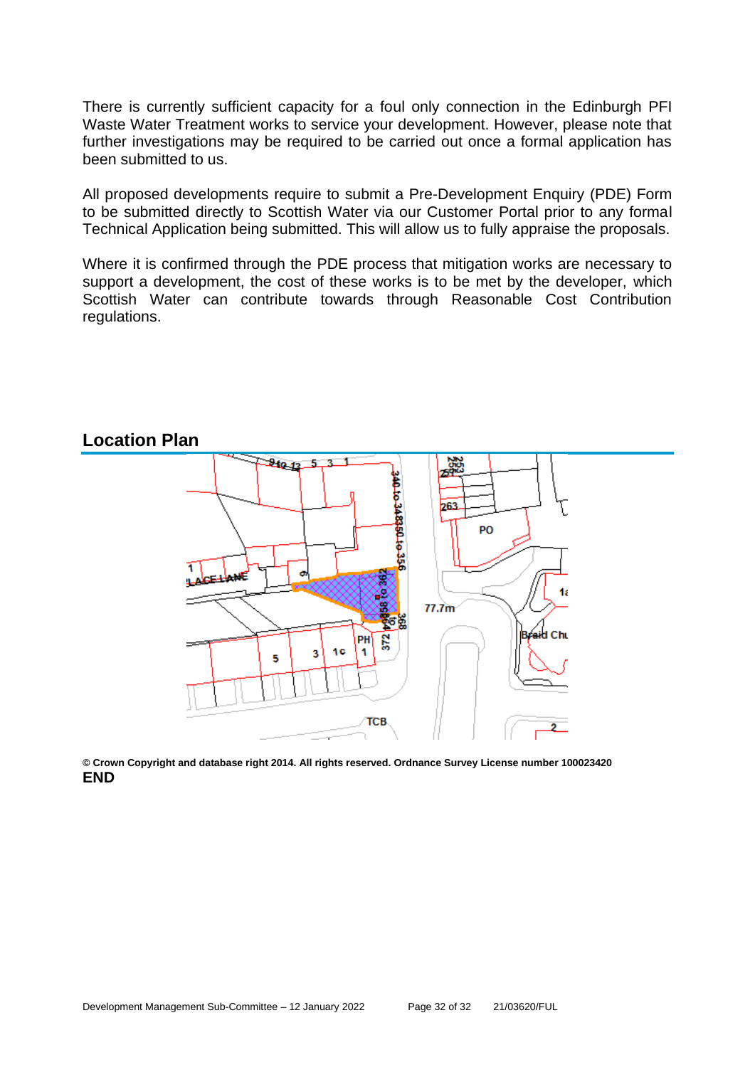There is currently sufficient capacity for a foul only connection in the Edinburgh PFI Waste Water Treatment works to service your development. However, please note that further investigations may be required to be carried out once a formal application has been submitted to us.

All proposed developments require to submit a Pre-Development Enquiry (PDE) Form to be submitted directly to Scottish Water via our Customer Portal prior to any formal Technical Application being submitted. This will allow us to fully appraise the proposals.

Where it is confirmed through the PDE process that mitigation works are necessary to support a development, the cost of these works is to be met by the developer, which Scottish Water can contribute towards through Reasonable Cost Contribution regulations.

## Location Plan

**© Crown Copyright and database right 2014. All rights reserved. Ordnance Survey License number 100023420**

**END**